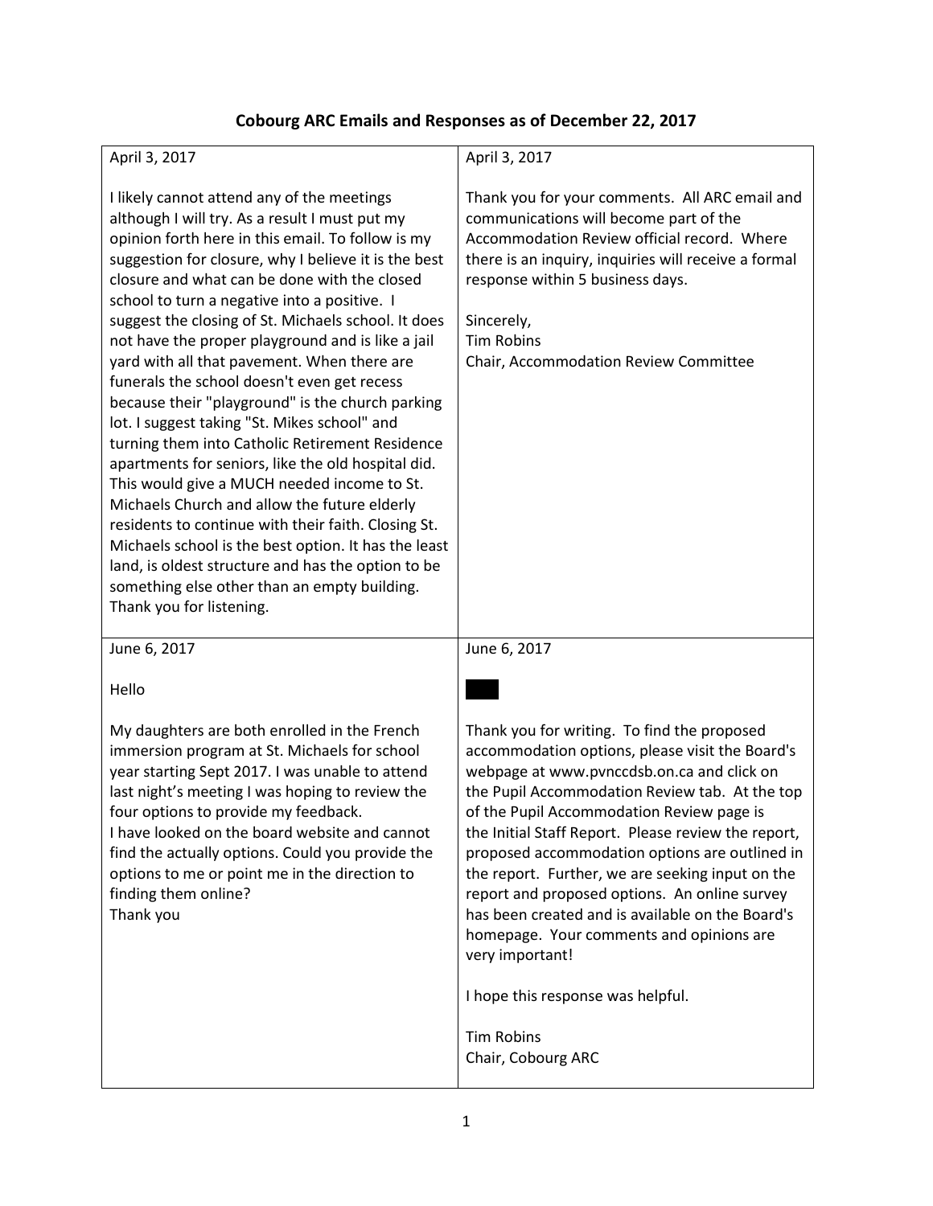# Cobourg ARC Emails and Responses as of December 22, 2017

| | |
|---|---|
| April 3, 2017<br><br>I likely cannot attend any of the meetings although I will try. As a result I must put my opinion forth here in this email. To follow is my suggestion for closure, why I believe it is the best closure and what can be done with the closed school to turn a negative into a positive. I suggest the closing of St. Michaels school. It does not have the proper playground and is like a jail yard with all that pavement. When there are funerals the school doesn't even get recess because their "playground" is the church parking lot. I suggest taking "St. Mikes school" and turning them into Catholic Retirement Residence apartments for seniors, like the old hospital did. This would give a MUCH needed income to St. Michaels Church and allow the future elderly residents to continue with their faith. Closing St. Michaels school is the best option. It has the least land, is oldest structure and has the option to be something else other than an empty building. Thank you for listening. | April 3, 2017<br><br>Thank you for your comments. All ARC email and communications will become part of the Accommodation Review official record. Where there is an inquiry, inquiries will receive a formal response within 5 business days.<br><br>Sincerely,<br>Tim Robins<br>Chair, Accommodation Review Committee |
| June 6, 2017<br><br>Hello<br><br>My daughters are both enrolled in the French immersion program at St. Michaels for school year starting Sept 2017. I was unable to attend last night's meeting I was hoping to review the four options to provide my feedback.<br>I have looked on the board website and cannot find the actually options. Could you provide the options to me or point me in the direction to finding them online?<br>Thank you | June 6, 2017<br><br>[redacted]<br><br>Thank you for writing. To find the proposed accommodation options, please visit the Board's webpage at www.pvnccdsb.on.ca and click on the Pupil Accommodation Review tab. At the top of the Pupil Accommodation Review page is the Initial Staff Report. Please review the report, proposed accommodation options are outlined in the report. Further, we are seeking input on the report and proposed options. An online survey has been created and is available on the Board's homepage. Your comments and opinions are very important!<br><br>I hope this response was helpful.<br><br>Tim Robins<br>Chair, Cobourg ARC |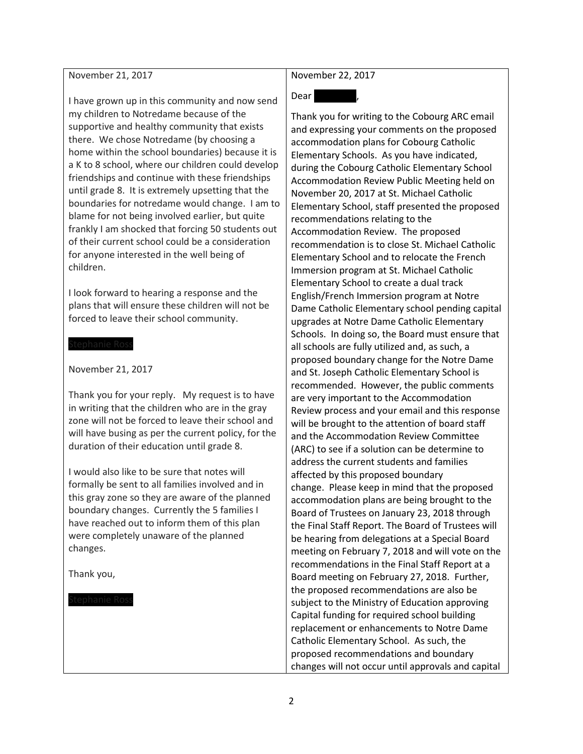November 21, 2017

I have grown up in this community and now send my children to Notredame because of the supportive and healthy community that exists there. We chose Notredame (by choosing a home within the school boundaries) because it is a K to 8 school, where our children could develop friendships and continue with these friendships until grade 8. It is extremely upsetting that the boundaries for notredame would change. I am to blame for not being involved earlier, but quite frankly I am shocked that forcing 50 students out of their current school could be a consideration for anyone interested in the well being of children.

I look forward to hearing a response and the plans that will ensure these children will not be forced to leave their school community.

[redacted]

November 21, 2017

Thank you for your reply. My request is to have in writing that the children who are in the gray zone will not be forced to leave their school and will have busing as per the current policy, for the duration of their education until grade 8.

I would also like to be sure that notes will formally be sent to all families involved and in this gray zone so they are aware of the planned boundary changes. Currently the 5 families I have reached out to inform them of this plan were completely unaware of the planned changes.

Thank you,

[redacted]

November 22, 2017

Dear [redacted],

Thank you for writing to the Cobourg ARC email and expressing your comments on the proposed accommodation plans for Cobourg Catholic Elementary Schools. As you have indicated, during the Cobourg Catholic Elementary School Accommodation Review Public Meeting held on November 20, 2017 at St. Michael Catholic Elementary School, staff presented the proposed recommendations relating to the Accommodation Review. The proposed recommendation is to close St. Michael Catholic Elementary School and to relocate the French Immersion program at St. Michael Catholic Elementary School to create a dual track English/French Immersion program at Notre Dame Catholic Elementary school pending capital upgrades at Notre Dame Catholic Elementary Schools. In doing so, the Board must ensure that all schools are fully utilized and, as such, a proposed boundary change for the Notre Dame and St. Joseph Catholic Elementary School is recommended. However, the public comments are very important to the Accommodation Review process and your email and this response will be brought to the attention of board staff and the Accommodation Review Committee (ARC) to see if a solution can be determine to address the current students and families affected by this proposed boundary change. Please keep in mind that the proposed accommodation plans are being brought to the Board of Trustees on January 23, 2018 through the Final Staff Report. The Board of Trustees will be hearing from delegations at a Special Board meeting on February 7, 2018 and will vote on the recommendations in the Final Staff Report at a Board meeting on February 27, 2018. Further, the proposed recommendations are also be subject to the Ministry of Education approving Capital funding for required school building replacement or enhancements to Notre Dame Catholic Elementary School. As such, the proposed recommendations and boundary changes will not occur until approvals and capital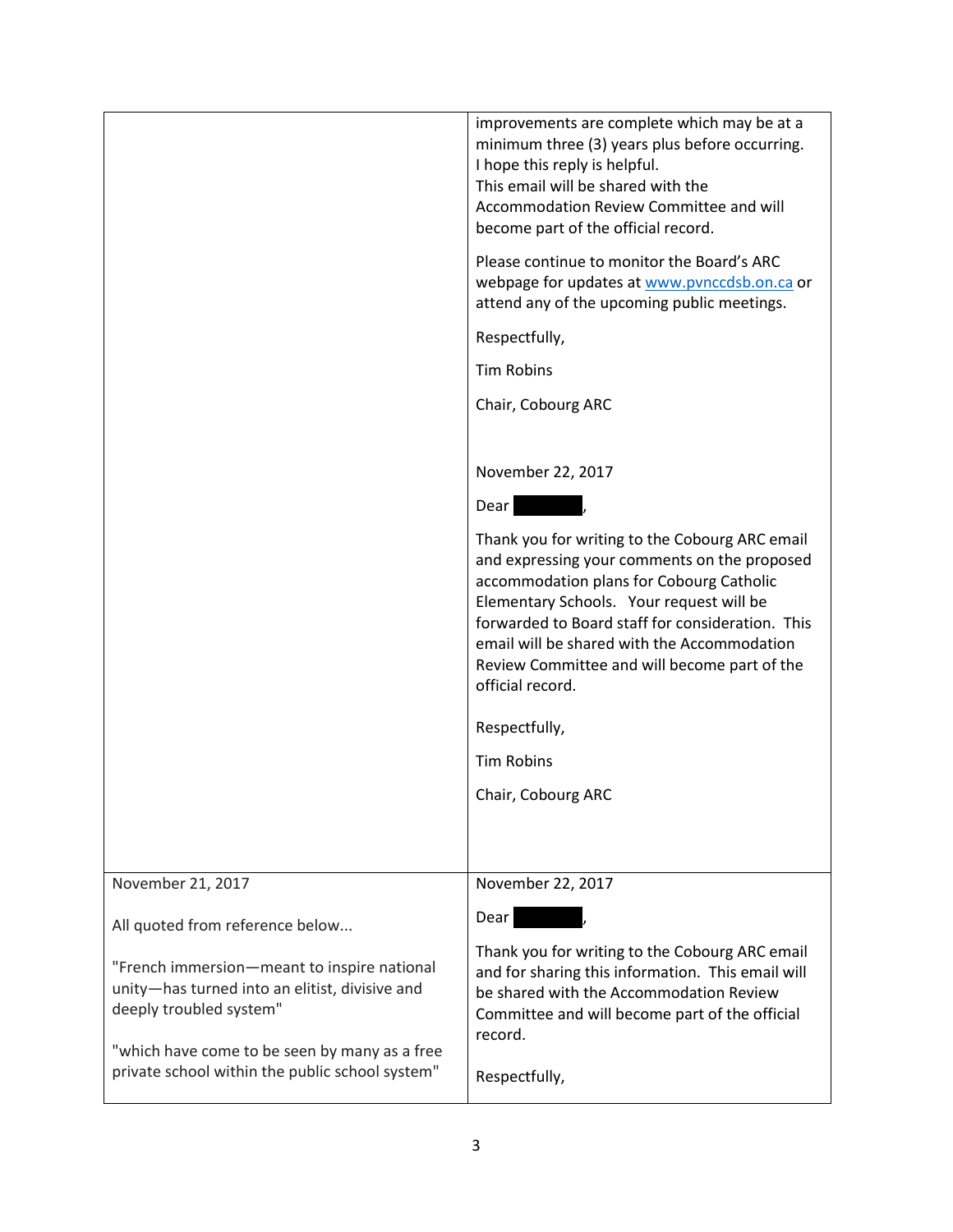| | |
|---|---|
| | improvements are complete which may be at a minimum three (3) years plus before occurring.<br>I hope this reply is helpful.<br>This email will be shared with the Accommodation Review Committee and will become part of the official record.<br><br>Please continue to monitor the Board's ARC webpage for updates at [www.pvnccdsb.on.ca](http://www.pvnccdsb.on.ca) or attend any of the upcoming public meetings.<br><br>Respectfully,<br><br>Tim Robins<br><br>Chair, Cobourg ARC<br><br><br>November 22, 2017<br><br>Dear ████,<br><br>Thank you for writing to the Cobourg ARC email and expressing your comments on the proposed accommodation plans for Cobourg Catholic Elementary Schools. Your request will be forwarded to Board staff for consideration. This email will be shared with the Accommodation Review Committee and will become part of the official record.<br><br>Respectfully,<br><br>Tim Robins<br><br>Chair, Cobourg ARC |
| November 21, 2017<br><br>All quoted from reference below...<br><br>"French immersion—meant to inspire national unity—has turned into an elitist, divisive and deeply troubled system"<br><br>"which have come to be seen by many as a free private school within the public school system" | November 22, 2017<br><br>Dear ████,<br><br>Thank you for writing to the Cobourg ARC email and for sharing this information. This email will be shared with the Accommodation Review Committee and will become part of the official record.<br><br>Respectfully, |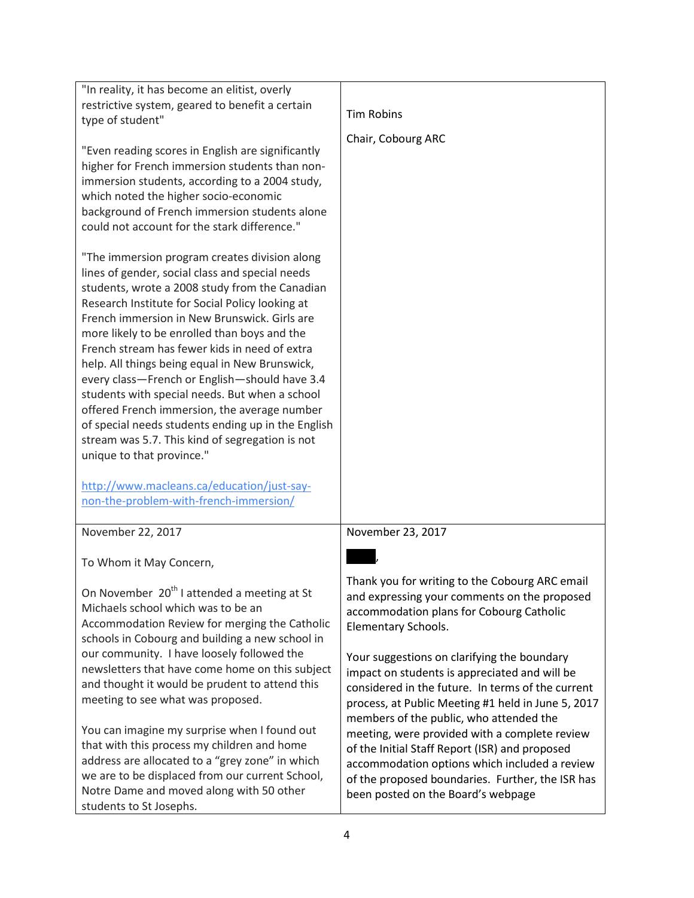| | |
|---|---|
| "In reality, it has become an elitist, overly restrictive system, geared to benefit a certain type of student"<br><br>"Even reading scores in English are significantly higher for French immersion students than non-immersion students, according to a 2004 study, which noted the higher socio-economic background of French immersion students alone could not account for the stark difference."<br><br>"The immersion program creates division along lines of gender, social class and special needs students, wrote a 2008 study from the Canadian Research Institute for Social Policy looking at French immersion in New Brunswick. Girls are more likely to be enrolled than boys and the French stream has fewer kids in need of extra help. All things being equal in New Brunswick, every class—French or English—should have 3.4 students with special needs. But when a school offered French immersion, the average number of special needs students ending up in the English stream was 5.7. This kind of segregation is not unique to that province."<br><br>http://www.macleans.ca/education/just-say-non-the-problem-with-french-immersion/ | Tim Robins<br><br>Chair, Cobourg ARC |
| November 22, 2017<br><br>To Whom it May Concern,<br><br>On November 20th I attended a meeting at St Michaels school which was to be an Accommodation Review for merging the Catholic schools in Cobourg and building a new school in our community. I have loosely followed the newsletters that have come home on this subject and thought it would be prudent to attend this meeting to see what was proposed.<br><br>You can imagine my surprise when I found out that with this process my children and home address are allocated to a "grey zone" in which we are to be displaced from our current School, Notre Dame and moved along with 50 other students to St Josephs. | November 23, 2017<br><br>[REDACTED],<br><br>Thank you for writing to the Cobourg ARC email and expressing your comments on the proposed accommodation plans for Cobourg Catholic Elementary Schools.<br><br>Your suggestions on clarifying the boundary impact on students is appreciated and will be considered in the future. In terms of the current process, at Public Meeting #1 held in June 5, 2017 members of the public, who attended the meeting, were provided with a complete review of the Initial Staff Report (ISR) and proposed accommodation options which included a review of the proposed boundaries. Further, the ISR has been posted on the Board's webpage |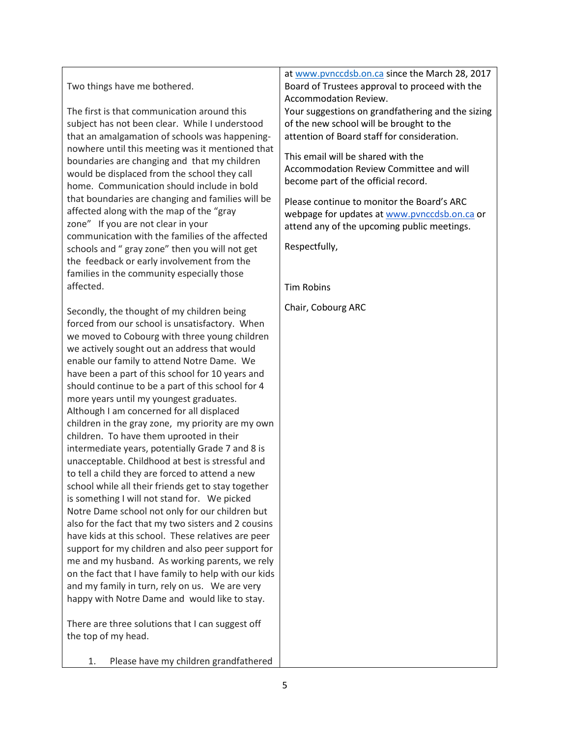| | |
|---|---|
| Two things have me bothered.<br><br>The first is that communication around this subject has not been clear. While I understood that an amalgamation of schools was happening- nowhere until this meeting was it mentioned that boundaries are changing and that my children would be displaced from the school they call home. Communication should include in bold that boundaries are changing and families will be affected along with the map of the "gray zone" If you are not clear in your communication with the families of the affected schools and " gray zone" then you will not get the feedback or early involvement from the families in the community especially those affected.<br><br>Secondly, the thought of my children being forced from our school is unsatisfactory. When we moved to Cobourg with three young children we actively sought out an address that would enable our family to attend Notre Dame. We have been a part of this school for 10 years and should continue to be a part of this school for 4 more years until my youngest graduates. Although I am concerned for all displaced children in the gray zone, my priority are my own children. To have them uprooted in their intermediate years, potentially Grade 7 and 8 is unacceptable. Childhood at best is stressful and to tell a child they are forced to attend a new school while all their friends get to stay together is something I will not stand for. We picked Notre Dame school not only for our children but also for the fact that my two sisters and 2 cousins have kids at this school. These relatives are peer support for my children and also peer support for me and my husband. As working parents, we rely on the fact that I have family to help with our kids and my family in turn, rely on us. We are very happy with Notre Dame and would like to stay.<br><br>There are three solutions that I can suggest off the top of my head.<br><br>1. Please have my children grandfathered | at www.pvnccdsb.on.ca since the March 28, 2017 Board of Trustees approval to proceed with the Accommodation Review.<br>Your suggestions on grandfathering and the sizing of the new school will be brought to the attention of Board staff for consideration.<br><br>This email will be shared with the Accommodation Review Committee and will become part of the official record.<br><br>Please continue to monitor the Board's ARC webpage for updates at www.pvnccdsb.on.ca or attend any of the upcoming public meetings.<br><br>Respectfully,<br><br>Tim Robins<br><br>Chair, Cobourg ARC |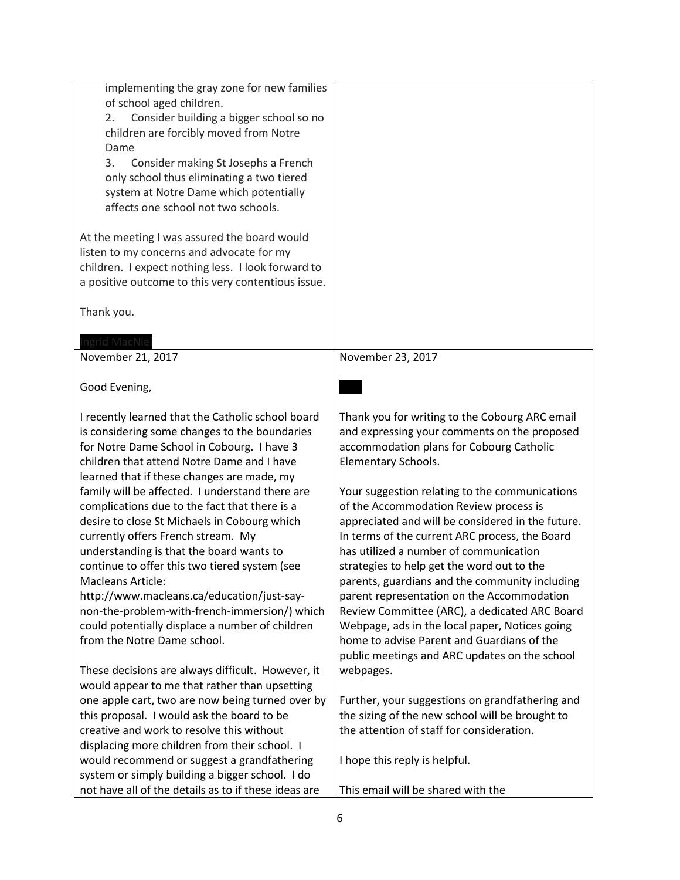| | |
|---|---|
| implementing the gray zone for new families of school aged children.<br>2. Consider building a bigger school so no children are forcibly moved from Notre Dame<br>3. Consider making St Josephs a French only school thus eliminating a two tiered system at Notre Dame which potentially affects one school not two schools.<br><br>At the meeting I was assured the board would listen to my concerns and advocate for my children. I expect nothing less. I look forward to a positive outcome to this very contentious issue.<br><br>Thank you.<br><br>Ingrid MacNiel | |
| November 21, 2017<br><br>Good Evening,<br><br>I recently learned that the Catholic school board is considering some changes to the boundaries for Notre Dame School in Cobourg. I have 3 children that attend Notre Dame and I have learned that if these changes are made, my family will be affected. I understand there are complications due to the fact that there is a desire to close St Michaels in Cobourg which currently offers French stream. My understanding is that the board wants to continue to offer this two tiered system (see Macleans Article: http://www.macleans.ca/education/just-say-non-the-problem-with-french-immersion/) which could potentially displace a number of children from the Notre Dame school.<br><br>These decisions are always difficult. However, it would appear to me that rather than upsetting one apple cart, two are now being turned over by this proposal. I would ask the board to be creative and work to resolve this without displacing more children from their school. I would recommend or suggest a grandfathering system or simply building a bigger school. I do not have all of the details as to if these ideas are | November 23, 2017<br><br>Thank you for writing to the Cobourg ARC email and expressing your comments on the proposed accommodation plans for Cobourg Catholic Elementary Schools.<br><br>Your suggestion relating to the communications of the Accommodation Review process is appreciated and will be considered in the future. In terms of the current ARC process, the Board has utilized a number of communication strategies to help get the word out to the parents, guardians and the community including parent representation on the Accommodation Review Committee (ARC), a dedicated ARC Board Webpage, ads in the local paper, Notices going home to advise Parent and Guardians of the public meetings and ARC updates on the school webpages.<br><br>Further, your suggestions on grandfathering and the sizing of the new school will be brought to the attention of staff for consideration.<br><br>I hope this reply is helpful.<br><br>This email will be shared with the |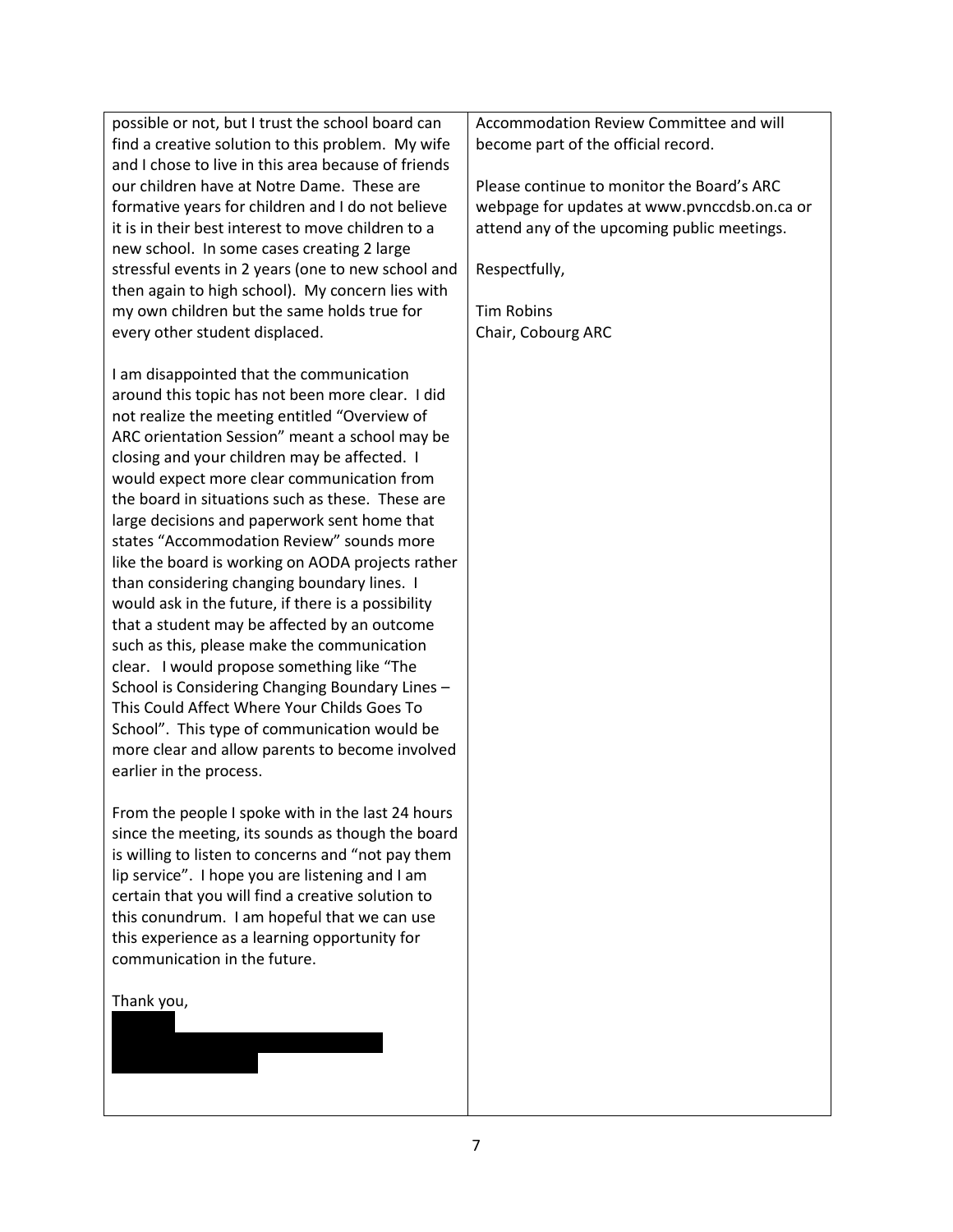| | |
|---|---|
| possible or not, but I trust the school board can find a creative solution to this problem. My wife and I chose to live in this area because of friends our children have at Notre Dame. These are formative years for children and I do not believe it is in their best interest to move children to a new school. In some cases creating 2 large stressful events in 2 years (one to new school and then again to high school). My concern lies with my own children but the same holds true for every other student displaced.<br><br>I am disappointed that the communication around this topic has not been more clear. I did not realize the meeting entitled "Overview of ARC orientation Session" meant a school may be closing and your children may be affected. I would expect more clear communication from the board in situations such as these. These are large decisions and paperwork sent home that states "Accommodation Review" sounds more like the board is working on AODA projects rather than considering changing boundary lines. I would ask in the future, if there is a possibility that a student may be affected by an outcome such as this, please make the communication clear. I would propose something like "The School is Considering Changing Boundary Lines – This Could Affect Where Your Childs Goes To School". This type of communication would be more clear and allow parents to become involved earlier in the process.<br><br>From the people I spoke with in the last 24 hours since the meeting, its sounds as though the board is willing to listen to concerns and "not pay them lip service". I hope you are listening and I am certain that you will find a creative solution to this conundrum. I am hopeful that we can use this experience as a learning opportunity for communication in the future.<br><br>Thank you, | Accommodation Review Committee and will become part of the official record.<br><br>Please continue to monitor the Board's ARC webpage for updates at www.pvnccdsb.on.ca or attend any of the upcoming public meetings.<br><br>Respectfully,<br><br>Tim Robins<br>Chair, Cobourg ARC |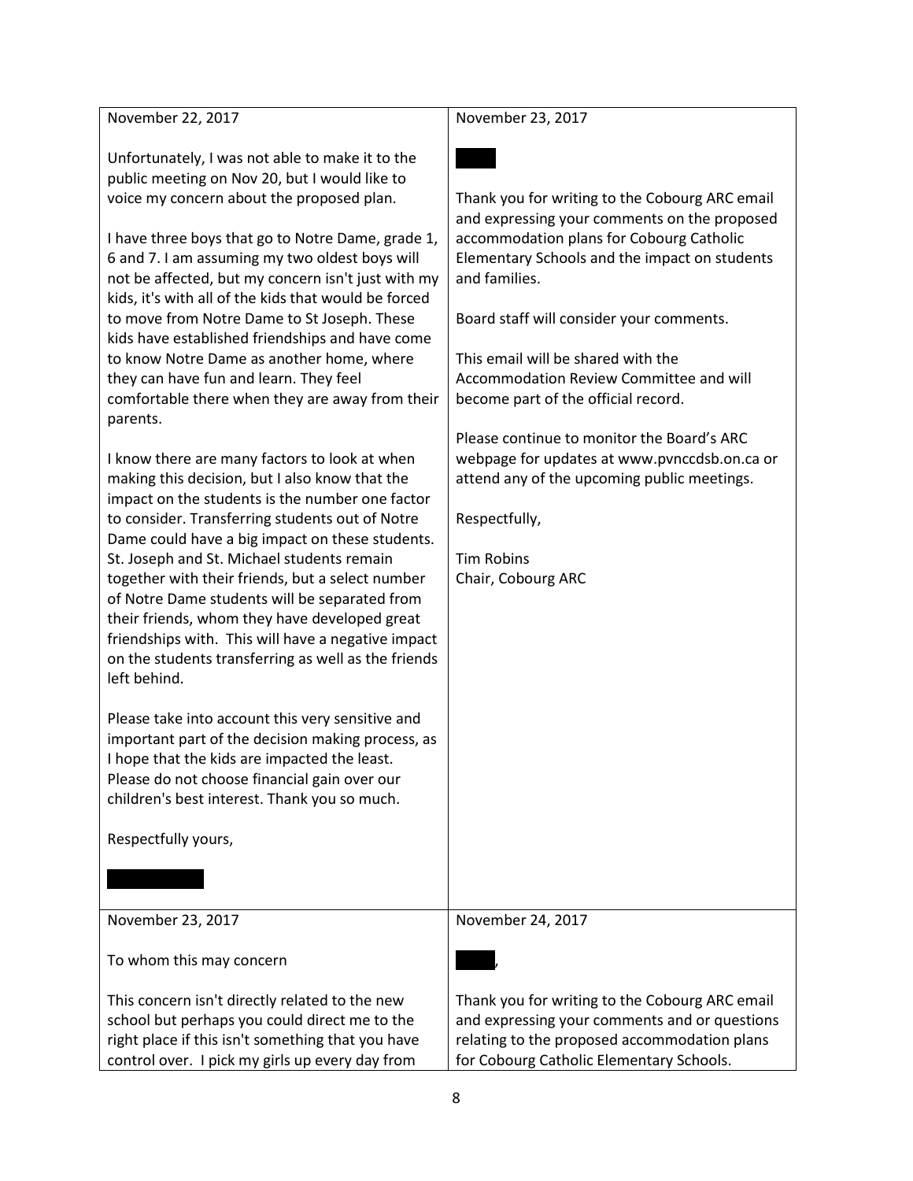| November 22, 2017<br><br>Unfortunately, I was not able to make it to the public meeting on Nov 20, but I would like to voice my concern about the proposed plan.<br><br>I have three boys that go to Notre Dame, grade 1, 6 and 7. I am assuming my two oldest boys will not be affected, but my concern isn't just with my kids, it's with all of the kids that would be forced to move from Notre Dame to St Joseph. These kids have established friendships and have come to know Notre Dame as another home, where they can have fun and learn. They feel comfortable there when they are away from their parents.<br><br>I know there are many factors to look at when making this decision, but I also know that the impact on the students is the number one factor to consider. Transferring students out of Notre Dame could have a big impact on these students. St. Joseph and St. Michael students remain together with their friends, but a select number of Notre Dame students will be separated from their friends, whom they have developed great friendships with. This will have a negative impact on the students transferring as well as the friends left behind.<br><br>Please take into account this very sensitive and important part of the decision making process, as I hope that the kids are impacted the least. Please do not choose financial gain over our children's best interest. Thank you so much.<br><br>Respectfully yours, | November 23, 2017<br><br>Thank you for writing to the Cobourg ARC email and expressing your comments on the proposed accommodation plans for Cobourg Catholic Elementary Schools and the impact on students and families.<br><br>Board staff will consider your comments.<br><br>This email will be shared with the Accommodation Review Committee and will become part of the official record.<br><br>Please continue to monitor the Board's ARC webpage for updates at www.pvnccdsb.on.ca or attend any of the upcoming public meetings.<br><br>Respectfully,<br><br>Tim Robins<br>Chair, Cobourg ARC |
|---|---|
| November 23, 2017<br><br>To whom this may concern<br><br>This concern isn't directly related to the new school but perhaps you could direct me to the right place if this isn't something that you have control over. I pick my girls up every day from | November 24, 2017<br><br>,<br><br>Thank you for writing to the Cobourg ARC email and expressing your comments and or questions relating to the proposed accommodation plans for Cobourg Catholic Elementary Schools. |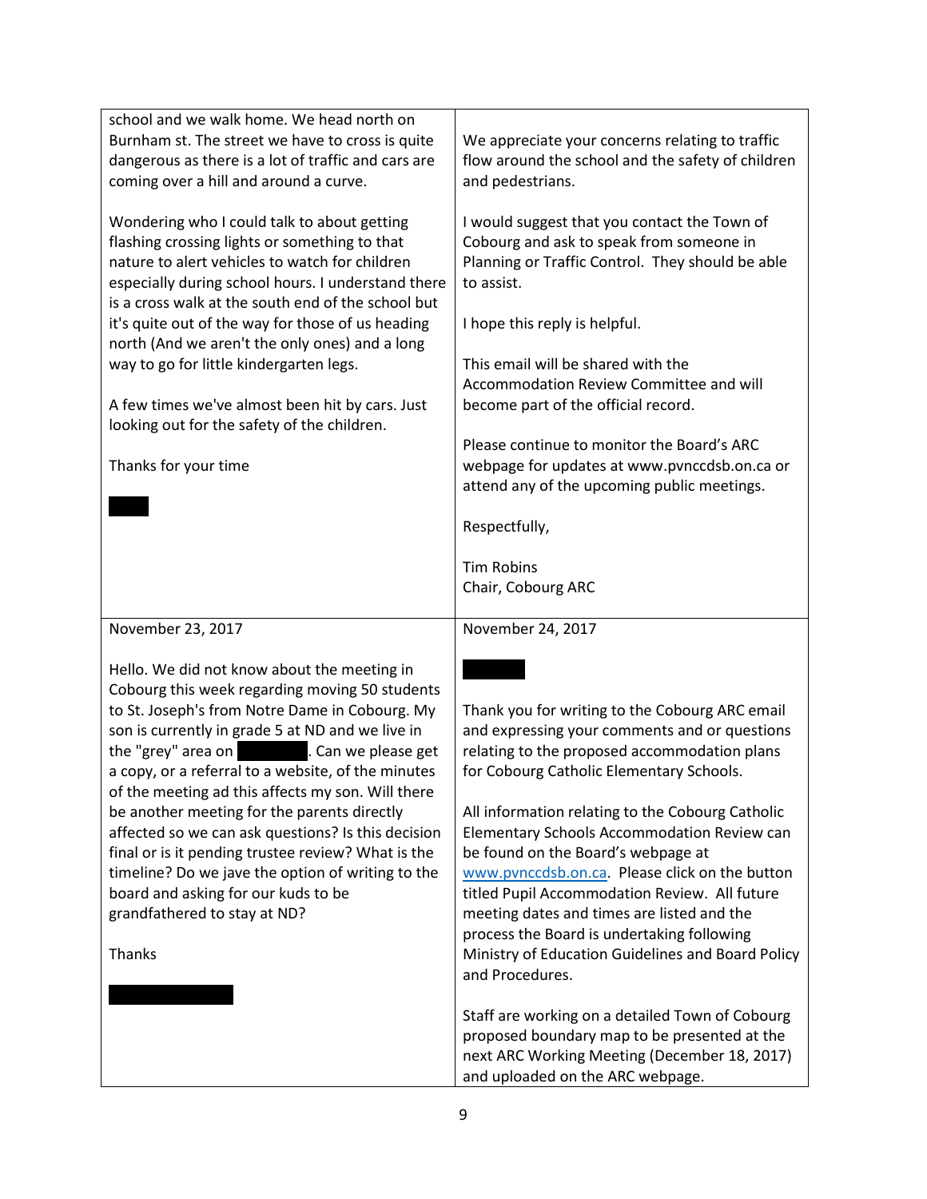| | |
|---|---|
| school and we walk home. We head north on Burnham st. The street we have to cross is quite dangerous as there is a lot of traffic and cars are coming over a hill and around a curve.<br><br>Wondering who I could talk to about getting flashing crossing lights or something to that nature to alert vehicles to watch for children especially during school hours. I understand there is a cross walk at the south end of the school but it's quite out of the way for those of us heading north (And we aren't the only ones) and a long way to go for little kindergarten legs.<br><br>A few times we've almost been hit by cars. Just looking out for the safety of the children.<br><br>Thanks for your time<br><br>█████ | We appreciate your concerns relating to traffic flow around the school and the safety of children and pedestrians.<br><br>I would suggest that you contact the Town of Cobourg and ask to speak from someone in Planning or Traffic Control. They should be able to assist.<br><br>I hope this reply is helpful.<br><br>This email will be shared with the Accommodation Review Committee and will become part of the official record.<br><br>Please continue to monitor the Board's ARC webpage for updates at www.pvnccdsb.on.ca or attend any of the upcoming public meetings.<br><br>Respectfully,<br><br>Tim Robins<br>Chair, Cobourg ARC |
| November 23, 2017<br><br>Hello. We did not know about the meeting in Cobourg this week regarding moving 50 students to St. Joseph's from Notre Dame in Cobourg. My son is currently in grade 5 at ND and we live in the "grey" area on ████████. Can we please get a copy, or a referral to a website, of the minutes of the meeting ad this affects my son. Will there be another meeting for the parents directly affected so we can ask questions? Is this decision final or is it pending trustee review? What is the timeline? Do we jave the option of writing to the board and asking for our kuds to be grandfathered to stay at ND?<br><br>Thanks<br><br>███████████ | November 24, 2017<br><br>████████<br><br>Thank you for writing to the Cobourg ARC email and expressing your comments and or questions relating to the proposed accommodation plans for Cobourg Catholic Elementary Schools.<br><br>All information relating to the Cobourg Catholic Elementary Schools Accommodation Review can be found on the Board's webpage at www.pvnccdsb.on.ca. Please click on the button titled Pupil Accommodation Review. All future meeting dates and times are listed and the process the Board is undertaking following Ministry of Education Guidelines and Board Policy and Procedures.<br><br>Staff are working on a detailed Town of Cobourg proposed boundary map to be presented at the next ARC Working Meeting (December 18, 2017) and uploaded on the ARC webpage. |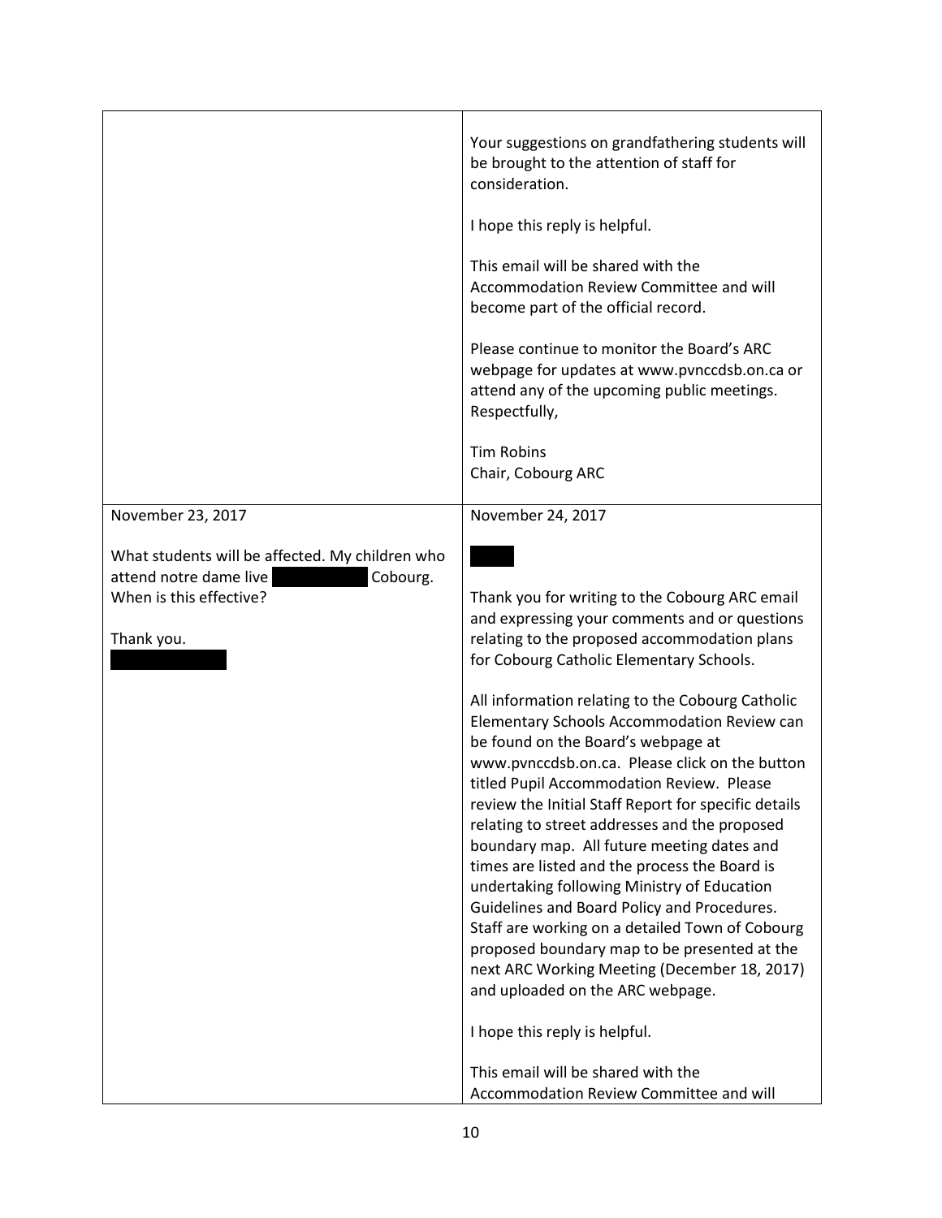| | |
|---|---|
| | Your suggestions on grandfathering students will be brought to the attention of staff for consideration.<br><br>I hope this reply is helpful.<br><br>This email will be shared with the Accommodation Review Committee and will become part of the official record.<br><br>Please continue to monitor the Board's ARC webpage for updates at www.pvnccdsb.on.ca or attend any of the upcoming public meetings.<br>Respectfully,<br><br>Tim Robins<br>Chair, Cobourg ARC |
| November 23, 2017<br><br>What students will be affected. My children who attend notre dame live [redacted] Cobourg.<br>When is this effective?<br><br>Thank you.<br>[redacted] | November 24, 2017<br><br>[redacted]<br><br>Thank you for writing to the Cobourg ARC email and expressing your comments and or questions relating to the proposed accommodation plans for Cobourg Catholic Elementary Schools.<br><br>All information relating to the Cobourg Catholic Elementary Schools Accommodation Review can be found on the Board's webpage at www.pvnccdsb.on.ca. Please click on the button titled Pupil Accommodation Review. Please review the Initial Staff Report for specific details relating to street addresses and the proposed boundary map. All future meeting dates and times are listed and the process the Board is undertaking following Ministry of Education Guidelines and Board Policy and Procedures. Staff are working on a detailed Town of Cobourg proposed boundary map to be presented at the next ARC Working Meeting (December 18, 2017) and uploaded on the ARC webpage.<br><br>I hope this reply is helpful.<br><br>This email will be shared with the Accommodation Review Committee and will |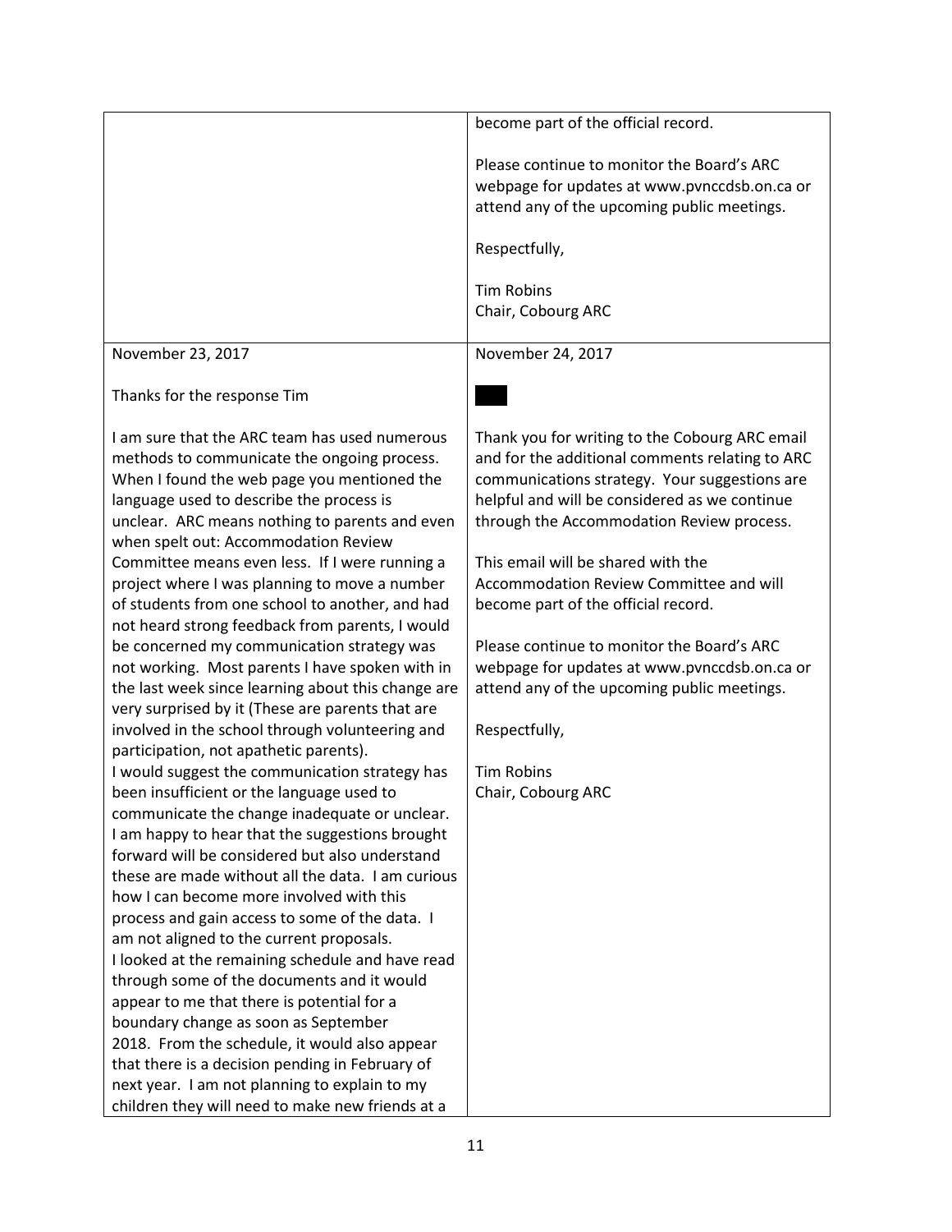| | |
|---|---|
| | become part of the official record.<br><br>Please continue to monitor the Board's ARC webpage for updates at www.pvnccdsb.on.ca or attend any of the upcoming public meetings.<br><br>Respectfully,<br><br>Tim Robins<br>Chair, Cobourg ARC |
| November 23, 2017<br><br>Thanks for the response Tim<br><br>I am sure that the ARC team has used numerous methods to communicate the ongoing process. When I found the web page you mentioned the language used to describe the process is unclear. ARC means nothing to parents and even when spelt out: Accommodation Review Committee means even less. If I were running a project where I was planning to move a number of students from one school to another, and had not heard strong feedback from parents, I would be concerned my communication strategy was not working. Most parents I have spoken with in the last week since learning about this change are very surprised by it (These are parents that are involved in the school through volunteering and participation, not apathetic parents).<br>I would suggest the communication strategy has been insufficient or the language used to communicate the change inadequate or unclear. I am happy to hear that the suggestions brought forward will be considered but also understand these are made without all the data. I am curious how I can become more involved with this process and gain access to some of the data. I am not aligned to the current proposals.<br>I looked at the remaining schedule and have read through some of the documents and it would appear to me that there is potential for a boundary change as soon as September 2018. From the schedule, it would also appear that there is a decision pending in February of next year. I am not planning to explain to my children they will need to make new friends at a | November 24, 2017<br><br>Thank you for writing to the Cobourg ARC email and for the additional comments relating to ARC communications strategy. Your suggestions are helpful and will be considered as we continue through the Accommodation Review process.<br><br>This email will be shared with the Accommodation Review Committee and will become part of the official record.<br><br>Please continue to monitor the Board's ARC webpage for updates at www.pvnccdsb.on.ca or attend any of the upcoming public meetings.<br><br>Respectfully,<br><br>Tim Robins<br>Chair, Cobourg ARC |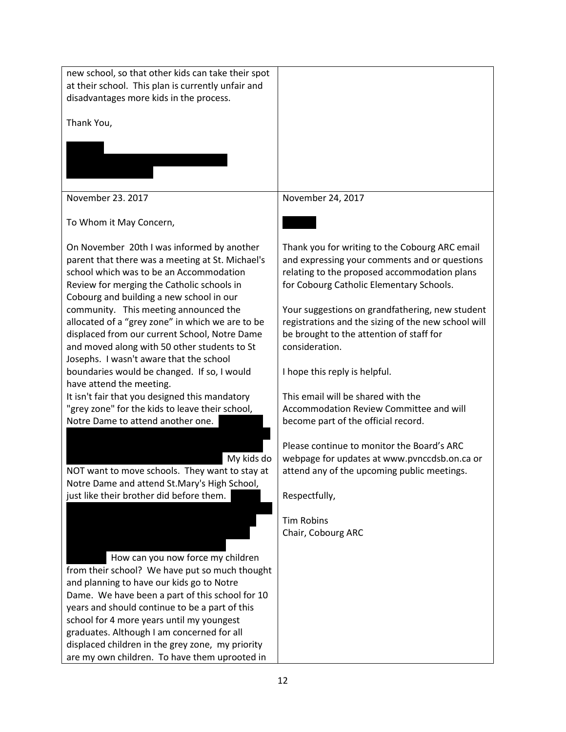| | |
|---|---|
| new school, so that other kids can take their spot at their school. This plan is currently unfair and disadvantages more kids in the process.<br><br>Thank You, | |
| November 23. 2017<br><br>To Whom it May Concern,<br><br>On November 20th I was informed by another parent that there was a meeting at St. Michael's school which was to be an Accommodation Review for merging the Catholic schools in Cobourg and building a new school in our community. This meeting announced the allocated of a "grey zone" in which we are to be displaced from our current School, Notre Dame and moved along with 50 other students to St Josephs. I wasn't aware that the school boundaries would be changed. If so, I would have attend the meeting.<br>It isn't fair that you designed this mandatory "grey zone" for the kids to leave their school, Notre Dame to attend another one. My kids do NOT want to move schools. They want to stay at Notre Dame and attend St.Mary's High School, just like their brother did before them. How can you now force my children from their school? We have put so much thought and planning to have our kids go to Notre Dame. We have been a part of this school for 10 years and should continue to be a part of this school for 4 more years until my youngest graduates. Although I am concerned for all displaced children in the grey zone, my priority are my own children. To have them uprooted in | November 24, 2017<br><br>Thank you for writing to the Cobourg ARC email and expressing your comments and or questions relating to the proposed accommodation plans for Cobourg Catholic Elementary Schools.<br><br>Your suggestions on grandfathering, new student registrations and the sizing of the new school will be brought to the attention of staff for consideration.<br><br>I hope this reply is helpful.<br><br>This email will be shared with the Accommodation Review Committee and will become part of the official record.<br><br>Please continue to monitor the Board's ARC webpage for updates at www.pvnccdsb.on.ca or attend any of the upcoming public meetings.<br><br>Respectfully,<br><br>Tim Robins<br>Chair, Cobourg ARC |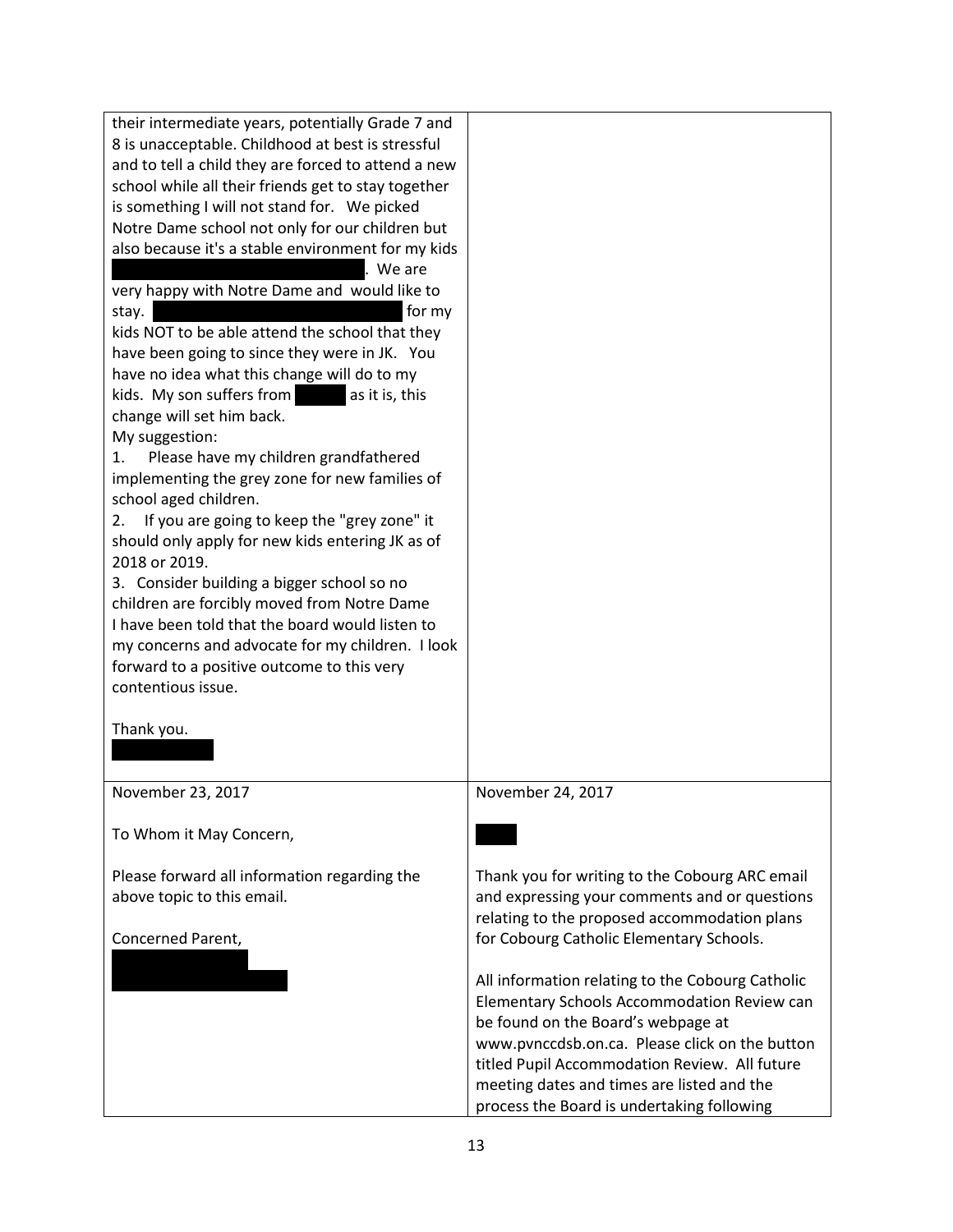| | |
|---|---|
| their intermediate years, potentially Grade 7 and 8 is unacceptable. Childhood at best is stressful and to tell a child they are forced to attend a new school while all their friends get to stay together is something I will not stand for. We picked Notre Dame school not only for our children but also because it's a stable environment for my kids [redacted]. We are very happy with Notre Dame and would like to stay. [redacted] for my kids NOT to be able attend the school that they have been going to since they were in JK. You have no idea what this change will do to my kids. My son suffers from [redacted] as it is, this change will set him back.<br>My suggestion:<br>1. Please have my children grandfathered implementing the grey zone for new families of school aged children.<br>2. If you are going to keep the "grey zone" it should only apply for new kids entering JK as of 2018 or 2019.<br>3. Consider building a bigger school so no children are forcibly moved from Notre Dame<br>I have been told that the board would listen to my concerns and advocate for my children. I look forward to a positive outcome to this very contentious issue.<br><br>Thank you.<br>[redacted] | |
| November 23, 2017<br><br>To Whom it May Concern,<br><br>Please forward all information regarding the above topic to this email.<br><br>Concerned Parent,<br>[redacted] | November 24, 2017<br><br>[redacted]<br><br>Thank you for writing to the Cobourg ARC email and expressing your comments and or questions relating to the proposed accommodation plans for Cobourg Catholic Elementary Schools.<br><br>All information relating to the Cobourg Catholic Elementary Schools Accommodation Review can be found on the Board's webpage at www.pvnccdsb.on.ca. Please click on the button titled Pupil Accommodation Review. All future meeting dates and times are listed and the process the Board is undertaking following |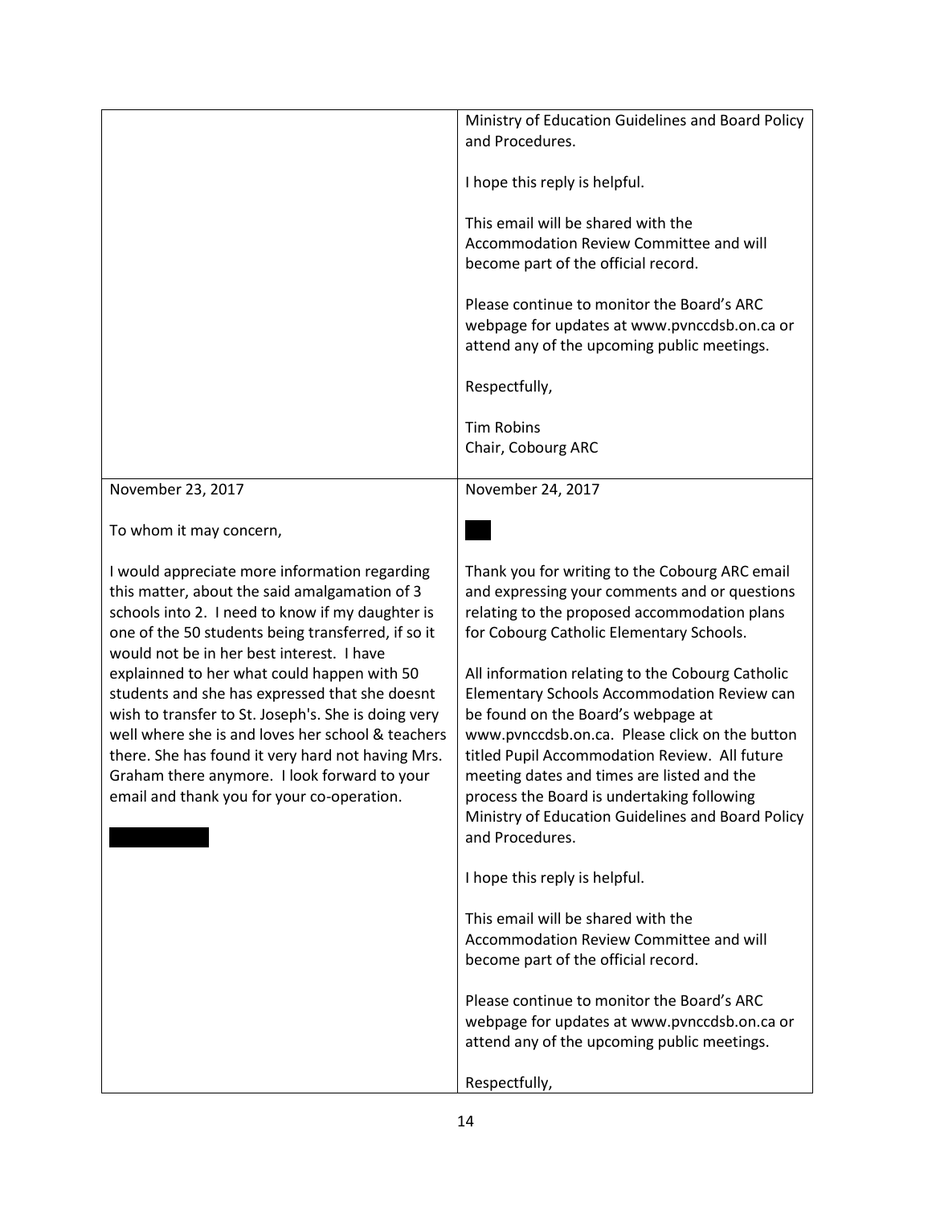| | |
|---|---|
| | Ministry of Education Guidelines and Board Policy and Procedures.<br><br>I hope this reply is helpful.<br><br>This email will be shared with the Accommodation Review Committee and will become part of the official record.<br><br>Please continue to monitor the Board's ARC webpage for updates at www.pvnccdsb.on.ca or attend any of the upcoming public meetings.<br><br>Respectfully,<br><br>Tim Robins<br>Chair, Cobourg ARC |
| November 23, 2017<br><br>To whom it may concern,<br><br>I would appreciate more information regarding this matter, about the said amalgamation of 3 schools into 2. I need to know if my daughter is one of the 50 students being transferred, if so it would not be in her best interest. I have explainned to her what could happen with 50 students and she has expressed that she doesnt wish to transfer to St. Joseph's. She is doing very well where she is and loves her school & teachers there. She has found it very hard not having Mrs. Graham there anymore. I look forward to your email and thank you for your co-operation. | November 24, 2017<br><br>Thank you for writing to the Cobourg ARC email and expressing your comments and or questions relating to the proposed accommodation plans for Cobourg Catholic Elementary Schools.<br><br>All information relating to the Cobourg Catholic Elementary Schools Accommodation Review can be found on the Board's webpage at www.pvnccdsb.on.ca. Please click on the button titled Pupil Accommodation Review. All future meeting dates and times are listed and the process the Board is undertaking following Ministry of Education Guidelines and Board Policy and Procedures.<br><br>I hope this reply is helpful.<br><br>This email will be shared with the Accommodation Review Committee and will become part of the official record.<br><br>Please continue to monitor the Board's ARC webpage for updates at www.pvnccdsb.on.ca or attend any of the upcoming public meetings.<br><br>Respectfully, |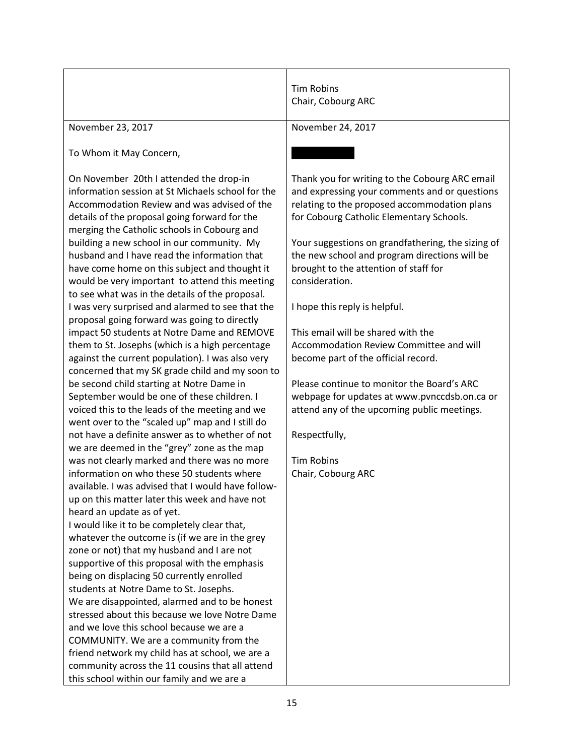| | Tim Robins<br>Chair, Cobourg ARC |
|---|---|
| November 23, 2017<br><br>To Whom it May Concern,<br><br>On November 20th I attended the drop-in information session at St Michaels school for the Accommodation Review and was advised of the details of the proposal going forward for the merging the Catholic schools in Cobourg and building a new school in our community. My husband and I have read the information that have come home on this subject and thought it would be very important to attend this meeting to see what was in the details of the proposal. I was very surprised and alarmed to see that the proposal going forward was going to directly impact 50 students at Notre Dame and REMOVE them to St. Josephs (which is a high percentage against the current population). I was also very concerned that my SK grade child and my soon to be second child starting at Notre Dame in September would be one of these children. I voiced this to the leads of the meeting and we went over to the "scaled up" map and I still do not have a definite answer as to whether of not we are deemed in the "grey" zone as the map was not clearly marked and there was no more information on who these 50 students where available. I was advised that I would have follow-up on this matter later this week and have not heard an update as of yet.<br>I would like it to be completely clear that, whatever the outcome is (if we are in the grey zone or not) that my husband and I are not supportive of this proposal with the emphasis being on displacing 50 currently enrolled students at Notre Dame to St. Josephs.<br>We are disappointed, alarmed and to be honest stressed about this because we love Notre Dame and we love this school because we are a COMMUNITY. We are a community from the friend network my child has at school, we are a community across the 11 cousins that all attend this school within our family and we are a | November 24, 2017<br><br>[REDACTED]<br><br>Thank you for writing to the Cobourg ARC email and expressing your comments and or questions relating to the proposed accommodation plans for Cobourg Catholic Elementary Schools.<br><br>Your suggestions on grandfathering, the sizing of the new school and program directions will be brought to the attention of staff for consideration.<br><br>I hope this reply is helpful.<br><br>This email will be shared with the Accommodation Review Committee and will become part of the official record.<br><br>Please continue to monitor the Board's ARC webpage for updates at www.pvnccdsb.on.ca or attend any of the upcoming public meetings.<br><br>Respectfully,<br><br>Tim Robins<br>Chair, Cobourg ARC |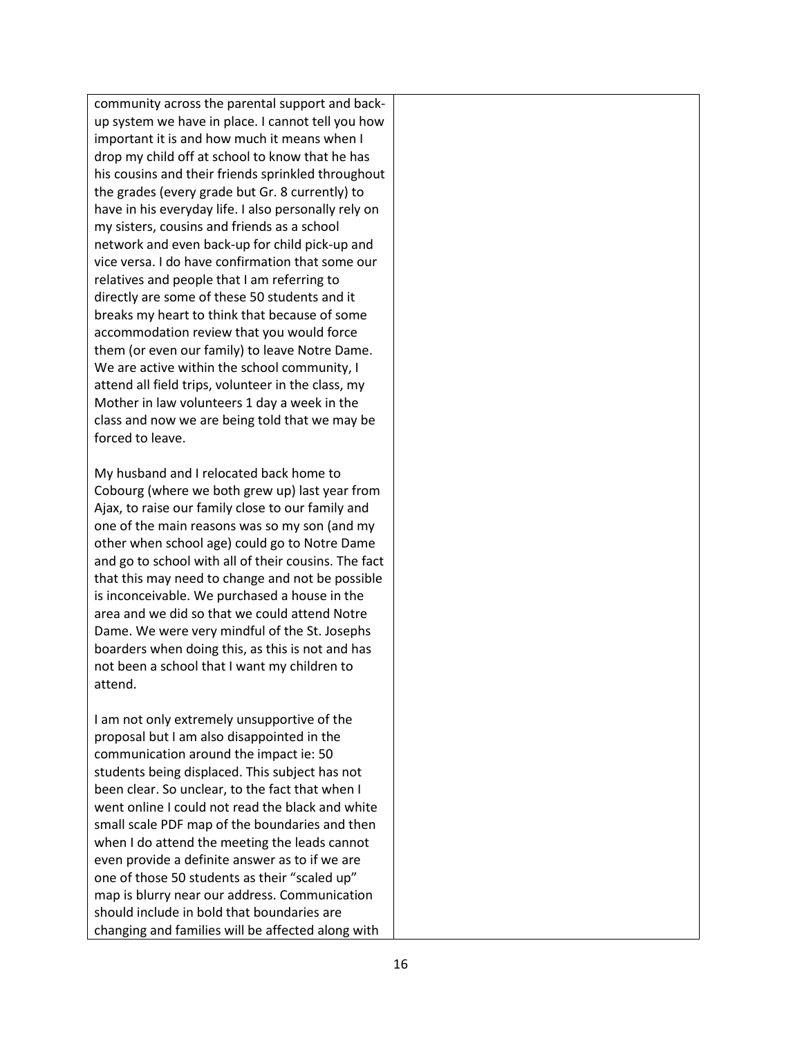| | |
|---|---|
| community across the parental support and back-up system we have in place. I cannot tell you how important it is and how much it means when I drop my child off at school to know that he has his cousins and their friends sprinkled throughout the grades (every grade but Gr. 8 currently) to have in his everyday life. I also personally rely on my sisters, cousins and friends as a school network and even back-up for child pick-up and vice versa. I do have confirmation that some our relatives and people that I am referring to directly are some of these 50 students and it breaks my heart to think that because of some accommodation review that you would force them (or even our family) to leave Notre Dame. We are active within the school community, I attend all field trips, volunteer in the class, my Mother in law volunteers 1 day a week in the class and now we are being told that we may be forced to leave.<br><br>My husband and I relocated back home to Cobourg (where we both grew up) last year from Ajax, to raise our family close to our family and one of the main reasons was so my son (and my other when school age) could go to Notre Dame and go to school with all of their cousins. The fact that this may need to change and not be possible is inconceivable. We purchased a house in the area and we did so that we could attend Notre Dame. We were very mindful of the St. Josephs boarders when doing this, as this is not and has not been a school that I want my children to attend.<br><br>I am not only extremely unsupportive of the proposal but I am also disappointed in the communication around the impact ie: 50 students being displaced. This subject has not been clear. So unclear, to the fact that when I went online I could not read the black and white small scale PDF map of the boundaries and then when I do attend the meeting the leads cannot even provide a definite answer as to if we are one of those 50 students as their "scaled up" map is blurry near our address. Communication should include in bold that boundaries are changing and families will be affected along with | |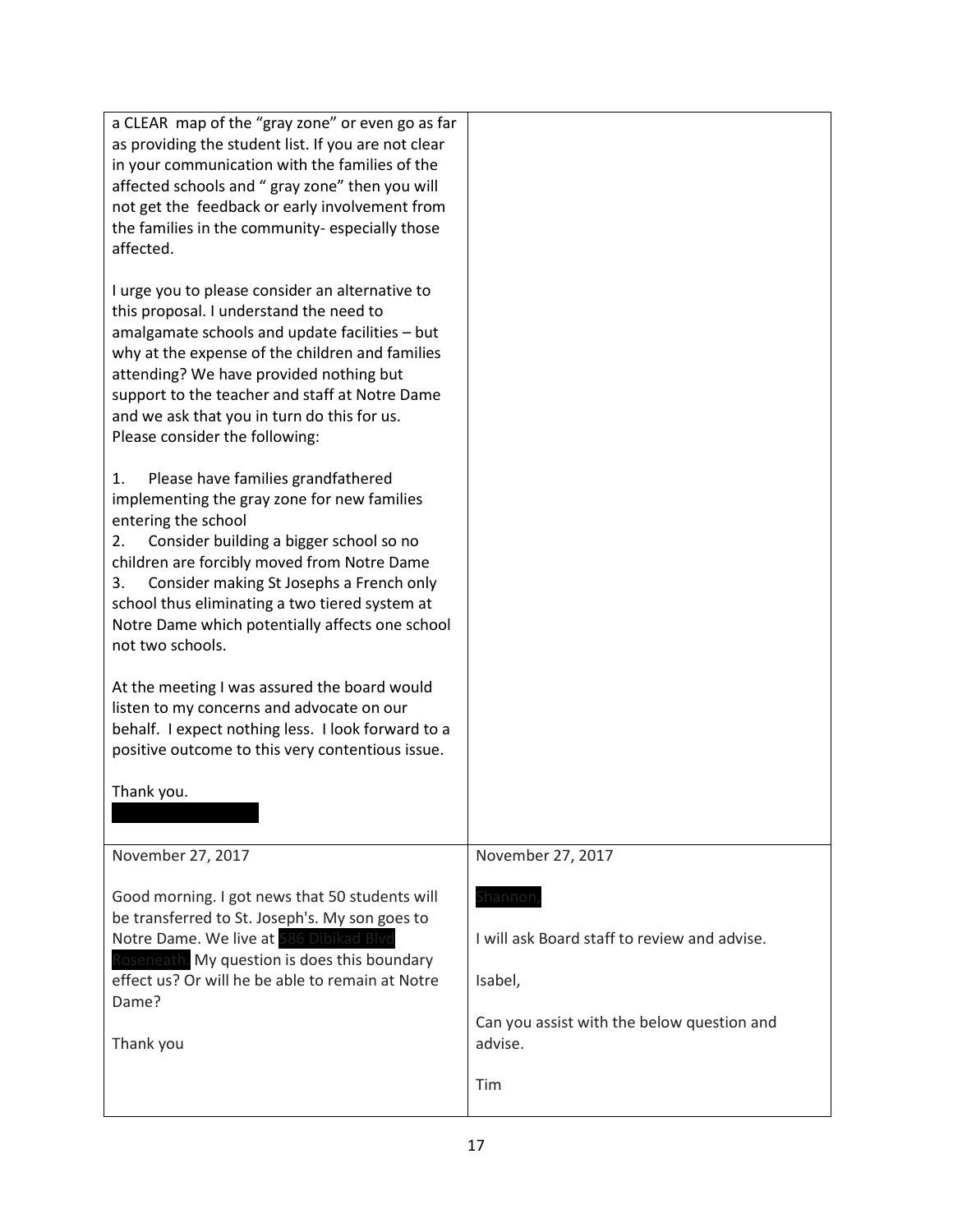| | |
|---|---|
| a CLEAR map of the "gray zone" or even go as far as providing the student list. If you are not clear in your communication with the families of the affected schools and " gray zone" then you will not get the feedback or early involvement from the families in the community- especially those affected.<br><br>I urge you to please consider an alternative to this proposal. I understand the need to amalgamate schools and update facilities – but why at the expense of the children and families attending? We have provided nothing but support to the teacher and staff at Notre Dame and we ask that you in turn do this for us. Please consider the following:<br><br>1. Please have families grandfathered implementing the gray zone for new families entering the school<br>2. Consider building a bigger school so no children are forcibly moved from Notre Dame<br>3. Consider making St Josephs a French only school thus eliminating a two tiered system at Notre Dame which potentially affects one school not two schools.<br><br>At the meeting I was assured the board would listen to my concerns and advocate on our behalf. I expect nothing less. I look forward to a positive outcome to this very contentious issue.<br><br>Thank you.<br>[redacted] | |
| November 27, 2017<br><br>Good morning. I got news that 50 students will be transferred to St. Joseph's. My son goes to Notre Dame. We live at [redacted] My question is does this boundary effect us? Or will he be able to remain at Notre Dame?<br><br>Thank you | November 27, 2017<br><br>[redacted]<br><br>I will ask Board staff to review and advise.<br><br>Isabel,<br><br>Can you assist with the below question and advise.<br><br>Tim |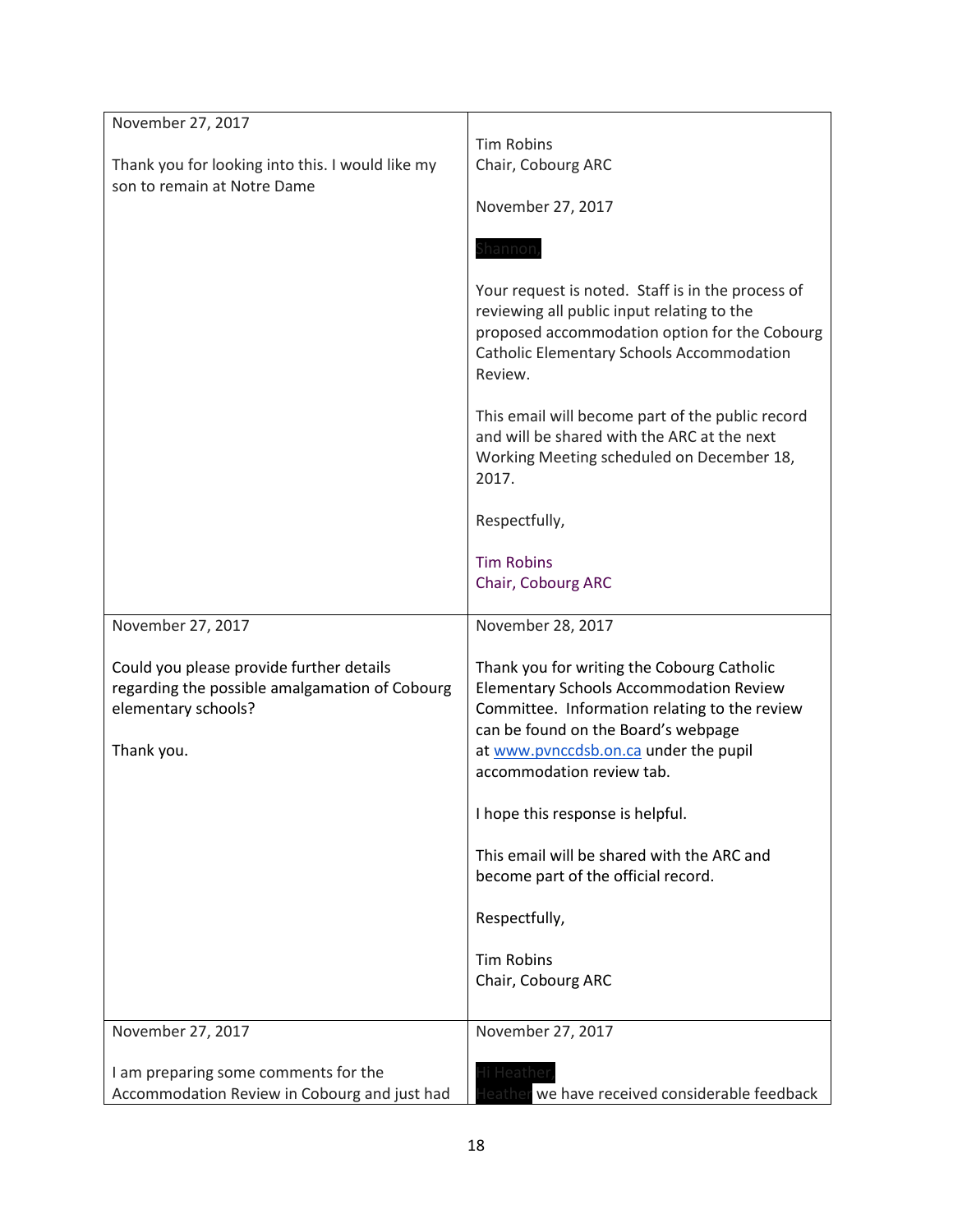| November 27, 2017<br><br>Thank you for looking into this. I would like my son to remain at Notre Dame | Tim Robins<br>Chair, Cobourg ARC<br><br>November 27, 2017<br><br>Shannon,<br><br>Your request is noted. Staff is in the process of reviewing all public input relating to the proposed accommodation option for the Cobourg Catholic Elementary Schools Accommodation Review.<br><br>This email will become part of the public record and will be shared with the ARC at the next Working Meeting scheduled on December 18, 2017.<br><br>Respectfully,<br><br>Tim Robins<br>Chair, Cobourg ARC |
|---|---|
| November 27, 2017<br><br>Could you please provide further details regarding the possible amalgamation of Cobourg elementary schools?<br><br>Thank you. | November 28, 2017<br><br>Thank you for writing the Cobourg Catholic Elementary Schools Accommodation Review Committee. Information relating to the review can be found on the Board's webpage at www.pvnccdsb.on.ca under the pupil accommodation review tab.<br><br>I hope this response is helpful.<br><br>This email will be shared with the ARC and become part of the official record.<br><br>Respectfully,<br><br>Tim Robins<br>Chair, Cobourg ARC |
| November 27, 2017<br><br>I am preparing some comments for the Accommodation Review in Cobourg and just had | November 27, 2017<br><br>Hi Heather,<br>Heather we have received considerable feedback |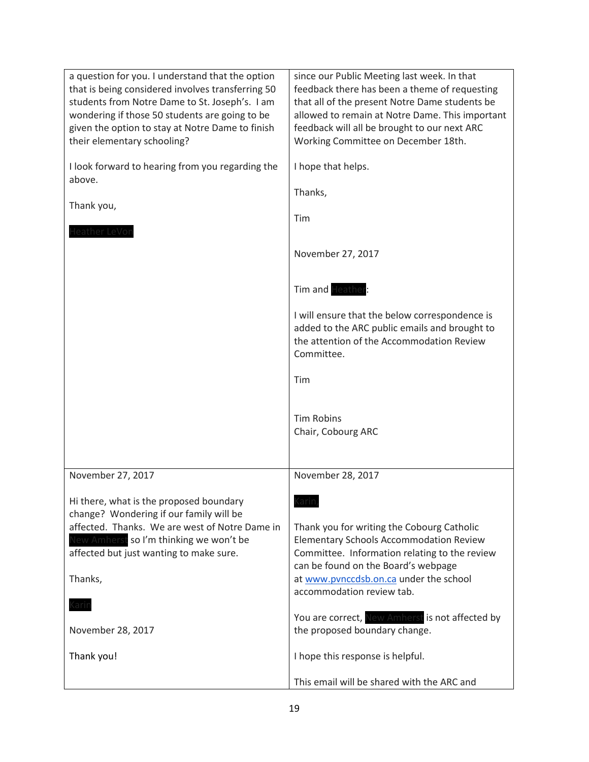| | |
|---|---|
| a question for you. I understand that the option that is being considered involves transferring 50 students from Notre Dame to St. Joseph's. I am wondering if those 50 students are going to be given the option to stay at Notre Dame to finish their elementary schooling?<br><br>I look forward to hearing from you regarding the above.<br><br>Thank you,<br><br>Heather LeVon | since our Public Meeting last week. In that feedback there has been a theme of requesting that all of the present Notre Dame students be allowed to remain at Notre Dame. This important feedback will all be brought to our next ARC Working Committee on December 18th.<br><br>I hope that helps.<br><br>Thanks,<br><br>Tim<br><br>November 27, 2017<br><br>Tim and Heather:<br><br>I will ensure that the below correspondence is added to the ARC public emails and brought to the attention of the Accommodation Review Committee.<br><br>Tim<br><br>Tim Robins<br>Chair, Cobourg ARC |
| November 27, 2017<br><br>Hi there, what is the proposed boundary change? Wondering if our family will be affected. Thanks. We are west of Notre Dame in New Amherst so I'm thinking we won't be affected but just wanting to make sure.<br><br>Thanks,<br><br>Karin<br><br>November 28, 2017<br><br>Thank you! | November 28, 2017<br><br>Karin,<br><br>Thank you for writing the Cobourg Catholic Elementary Schools Accommodation Review Committee. Information relating to the review can be found on the Board's webpage at www.pvnccdsb.on.ca under the school accommodation review tab.<br><br>You are correct, New Amherst is not affected by the proposed boundary change.<br><br>I hope this response is helpful.<br><br>This email will be shared with the ARC and |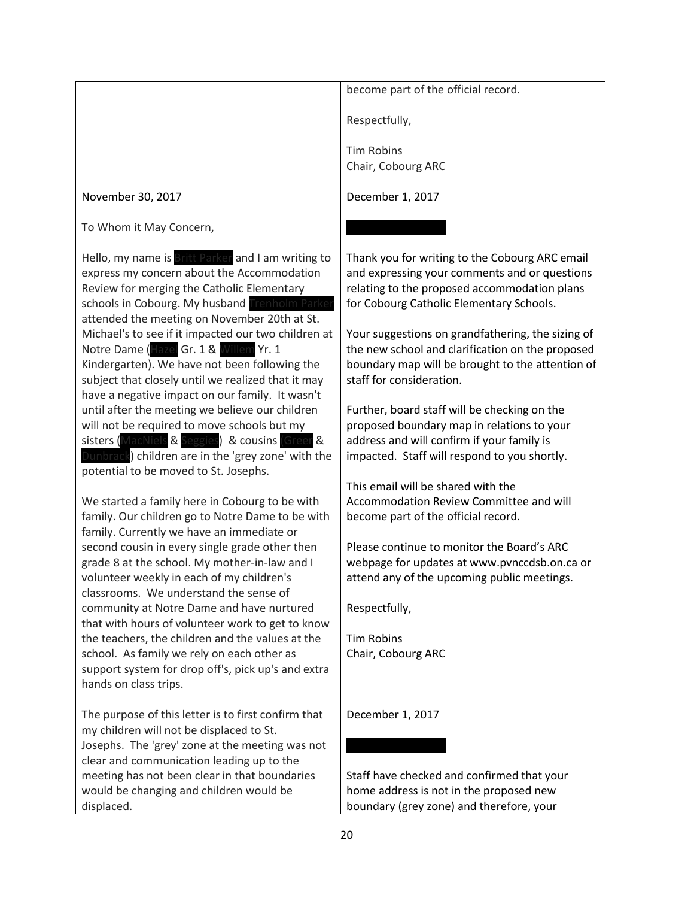| | |
|---|---|
| | become part of the official record.<br><br>Respectfully,<br><br>Tim Robins<br>Chair, Cobourg ARC |
| November 30, 2017<br><br>To Whom it May Concern,<br><br>Hello, my name is [redacted] and I am writing to express my concern about the Accommodation Review for merging the Catholic Elementary schools in Cobourg. My husband [redacted] attended the meeting on November 20th at St. Michael's to see if it impacted our two children at Notre Dame ([redacted] Gr. 1 & [redacted] Yr. 1 Kindergarten). We have not been following the subject that closely until we realized that it may have a negative impact on our family. It wasn't until after the meeting we believe our children will not be required to move schools but my sisters ([redacted] & [redacted]) & cousins ([redacted] & [redacted]) children are in the 'grey zone' with the potential to be moved to St. Josephs.<br><br>We started a family here in Cobourg to be with family. Our children go to Notre Dame to be with family. Currently we have an immediate or second cousin in every single grade other then grade 8 at the school. My mother-in-law and I volunteer weekly in each of my children's classrooms. We understand the sense of community at Notre Dame and have nurtured that with hours of volunteer work to get to know the teachers, the children and the values at the school. As family we rely on each other as support system for drop off's, pick up's and extra hands on class trips.<br><br>The purpose of this letter is to first confirm that my children will not be displaced to St. Josephs. The 'grey' zone at the meeting was not clear and communication leading up to the meeting has not been clear in that boundaries would be changing and children would be displaced. | December 1, 2017<br><br>[redacted]<br><br>Thank you for writing to the Cobourg ARC email and expressing your comments and or questions relating to the proposed accommodation plans for Cobourg Catholic Elementary Schools.<br><br>Your suggestions on grandfathering, the sizing of the new school and clarification on the proposed boundary map will be brought to the attention of staff for consideration.<br><br>Further, board staff will be checking on the proposed boundary map in relations to your address and will confirm if your family is impacted. Staff will respond to you shortly.<br><br>This email will be shared with the Accommodation Review Committee and will become part of the official record.<br><br>Please continue to monitor the Board's ARC webpage for updates at www.pvnccdsb.on.ca or attend any of the upcoming public meetings.<br><br>Respectfully,<br><br>Tim Robins<br>Chair, Cobourg ARC<br><br><br>December 1, 2017<br><br>[redacted]<br><br>Staff have checked and confirmed that your home address is not in the proposed new boundary (grey zone) and therefore, your |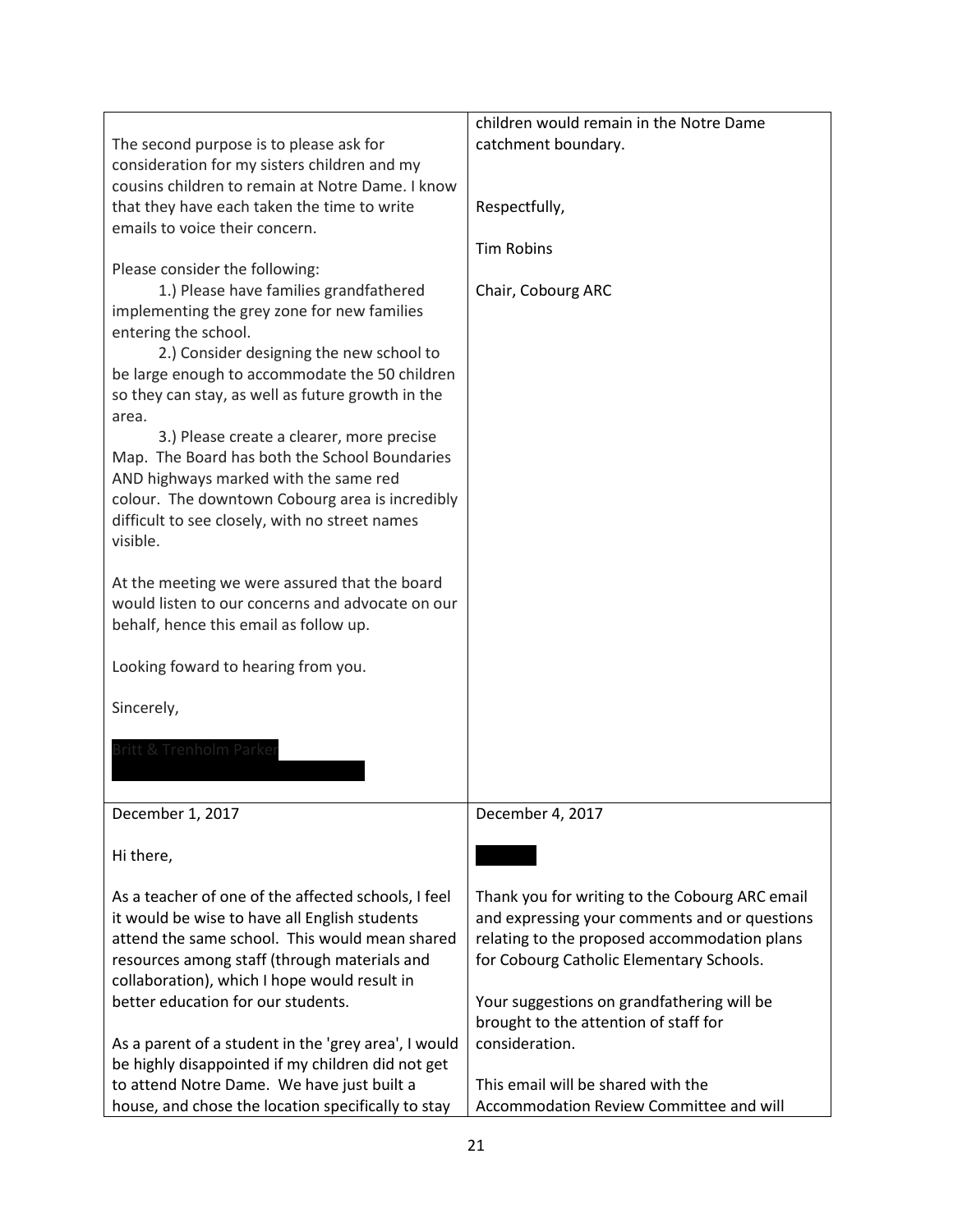| | |
|---|---|
| The second purpose is to please ask for consideration for my sisters children and my cousins children to remain at Notre Dame. I know that they have each taken the time to write emails to voice their concern.<br><br>Please consider the following:<br>1.) Please have families grandfathered implementing the grey zone for new families entering the school.<br>2.) Consider designing the new school to be large enough to accommodate the 50 children so they can stay, as well as future growth in the area.<br>3.) Please create a clearer, more precise Map. The Board has both the School Boundaries AND highways marked with the same red colour. The downtown Cobourg area is incredibly difficult to see closely, with no street names visible.<br><br>At the meeting we were assured that the board would listen to our concerns and advocate on our behalf, hence this email as follow up.<br><br>Looking foward to hearing from you.<br><br>Sincerely,<br><br>Britt & Trenholm Parker | children would remain in the Notre Dame catchment boundary.<br><br>Respectfully,<br><br>Tim Robins<br><br>Chair, Cobourg ARC |
| December 1, 2017<br><br>Hi there,<br><br>As a teacher of one of the affected schools, I feel it would be wise to have all English students attend the same school. This would mean shared resources among staff (through materials and collaboration), which I hope would result in better education for our students.<br><br>As a parent of a student in the 'grey area', I would be highly disappointed if my children did not get to attend Notre Dame. We have just built a house, and chose the location specifically to stay | December 4, 2017<br><br>Thank you for writing to the Cobourg ARC email and expressing your comments and or questions relating to the proposed accommodation plans for Cobourg Catholic Elementary Schools.<br><br>Your suggestions on grandfathering will be brought to the attention of staff for consideration.<br><br>This email will be shared with the Accommodation Review Committee and will |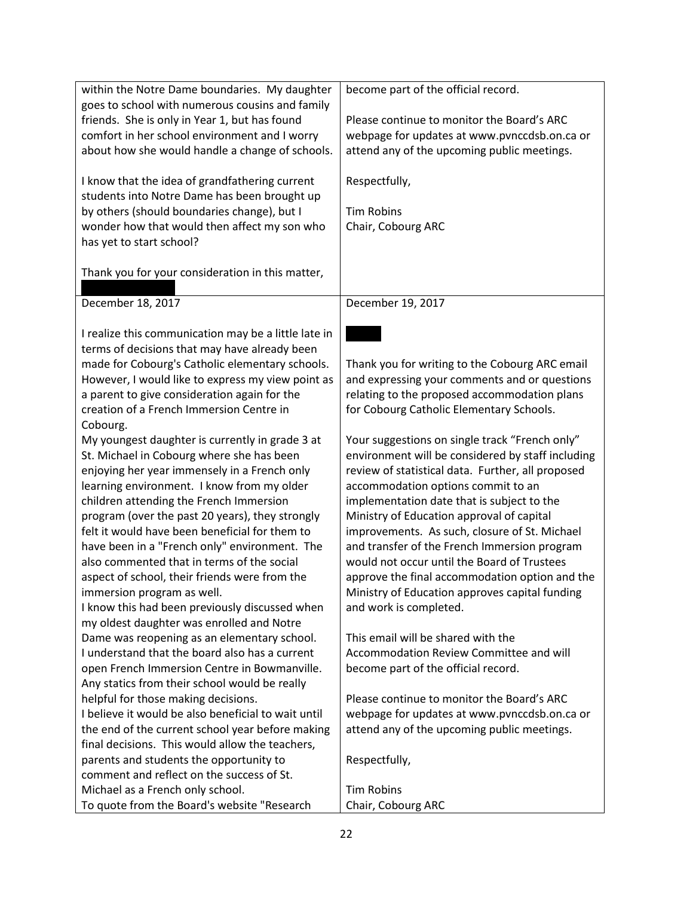| | |
|---|---|
| within the Notre Dame boundaries. My daughter goes to school with numerous cousins and family friends. She is only in Year 1, but has found comfort in her school environment and I worry about how she would handle a change of schools.<br><br>I know that the idea of grandfathering current students into Notre Dame has been brought up by others (should boundaries change), but I wonder how that would then affect my son who has yet to start school?<br><br>Thank you for your consideration in this matter, | become part of the official record.<br><br>Please continue to monitor the Board's ARC webpage for updates at www.pvnccdsb.on.ca or attend any of the upcoming public meetings.<br><br>Respectfully,<br><br>Tim Robins<br>Chair, Cobourg ARC |
| December 18, 2017<br><br>I realize this communication may be a little late in terms of decisions that may have already been made for Cobourg's Catholic elementary schools. However, I would like to express my view point as a parent to give consideration again for the creation of a French Immersion Centre in Cobourg.<br>My youngest daughter is currently in grade 3 at St. Michael in Cobourg where she has been enjoying her year immensely in a French only learning environment. I know from my older children attending the French Immersion program (over the past 20 years), they strongly felt it would have been beneficial for them to have been in a "French only" environment. The also commented that in terms of the social aspect of school, their friends were from the immersion program as well.<br>I know this had been previously discussed when my oldest daughter was enrolled and Notre Dame was reopening as an elementary school.<br>I understand that the board also has a current open French Immersion Centre in Bowmanville. Any statics from their school would be really helpful for those making decisions.<br>I believe it would be also beneficial to wait until the end of the current school year before making final decisions. This would allow the teachers, parents and students the opportunity to comment and reflect on the success of St. Michael as a French only school.<br>To quote from the Board's website "Research | December 19, 2017<br><br>Thank you for writing to the Cobourg ARC email and expressing your comments and or questions relating to the proposed accommodation plans for Cobourg Catholic Elementary Schools.<br><br>Your suggestions on single track "French only" environment will be considered by staff including review of statistical data. Further, all proposed accommodation options commit to an implementation date that is subject to the Ministry of Education approval of capital improvements. As such, closure of St. Michael and transfer of the French Immersion program would not occur until the Board of Trustees approve the final accommodation option and the Ministry of Education approves capital funding and work is completed.<br><br>This email will be shared with the Accommodation Review Committee and will become part of the official record.<br><br>Please continue to monitor the Board's ARC webpage for updates at www.pvnccdsb.on.ca or attend any of the upcoming public meetings.<br><br>Respectfully,<br><br>Tim Robins<br>Chair, Cobourg ARC |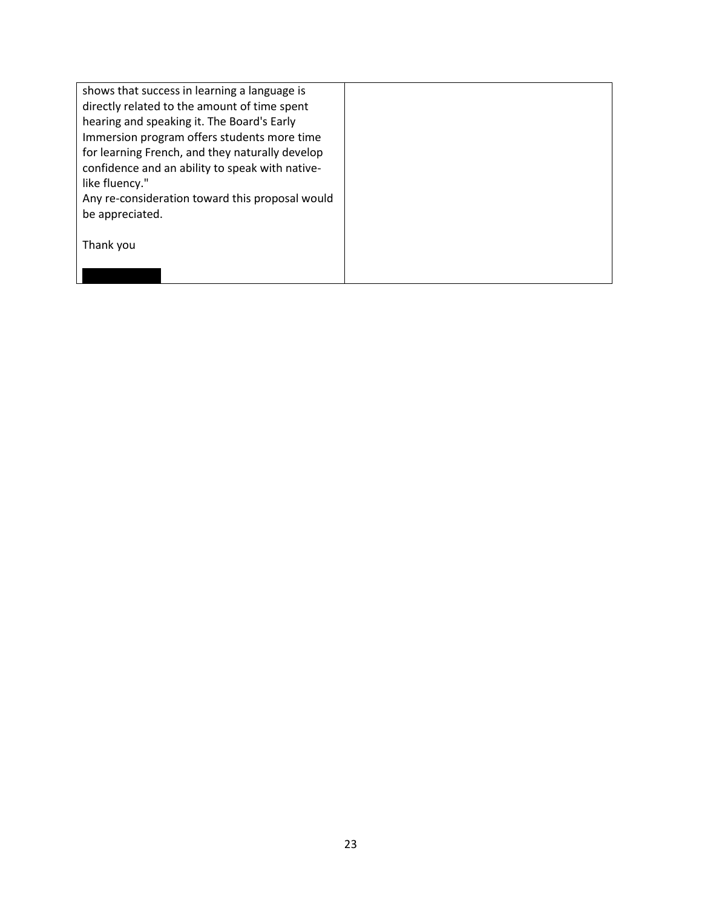| | |
|---|---|
| shows that success in learning a language is directly related to the amount of time spent hearing and speaking it. The Board's Early Immersion program offers students more time for learning French, and they naturally develop confidence and an ability to speak with native-like fluency."<br>Any re-consideration toward this proposal would be appreciated.<br><br>Thank you | |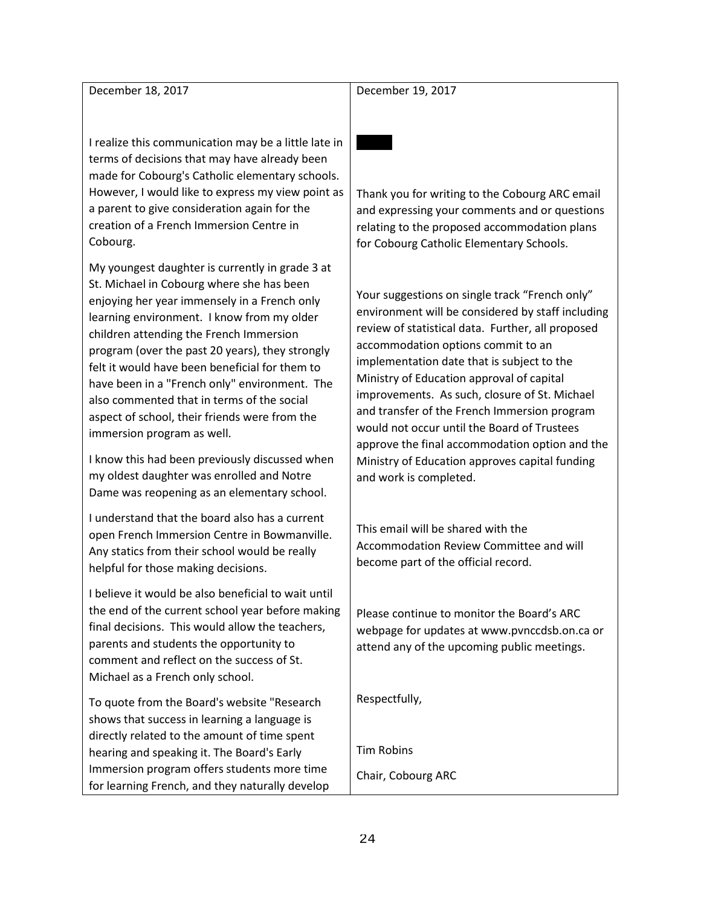| December 18, 2017 | December 19, 2017 |
| --- | --- |
| I realize this communication may be a little late in terms of decisions that may have already been made for Cobourg's Catholic elementary schools. However, I would like to express my view point as a parent to give consideration again for the creation of a French Immersion Centre in Cobourg.<br><br>My youngest daughter is currently in grade 3 at St. Michael in Cobourg where she has been enjoying her year immensely in a French only learning environment. I know from my older children attending the French Immersion program (over the past 20 years), they strongly felt it would have been beneficial for them to have been in a "French only" environment. The also commented that in terms of the social aspect of school, their friends were from the immersion program as well.<br><br>I know this had been previously discussed when my oldest daughter was enrolled and Notre Dame was reopening as an elementary school.<br><br>I understand that the board also has a current open French Immersion Centre in Bowmanville. Any statics from their school would be really helpful for those making decisions.<br><br>I believe it would be also beneficial to wait until the end of the current school year before making final decisions. This would allow the teachers, parents and students the opportunity to comment and reflect on the success of St. Michael as a French only school.<br><br>To quote from the Board's website "Research shows that success in learning a language is directly related to the amount of time spent hearing and speaking it. The Board's Early Immersion program offers students more time for learning French, and they naturally develop | Thank you for writing to the Cobourg ARC email and expressing your comments and or questions relating to the proposed accommodation plans for Cobourg Catholic Elementary Schools.<br><br>Your suggestions on single track "French only" environment will be considered by staff including review of statistical data. Further, all proposed accommodation options commit to an implementation date that is subject to the Ministry of Education approval of capital improvements. As such, closure of St. Michael and transfer of the French Immersion program would not occur until the Board of Trustees approve the final accommodation option and the Ministry of Education approves capital funding and work is completed.<br><br>This email will be shared with the Accommodation Review Committee and will become part of the official record.<br><br>Please continue to monitor the Board's ARC webpage for updates at www.pvnccdsb.on.ca or attend any of the upcoming public meetings.<br><br>Respectfully,<br><br>Tim Robins<br><br>Chair, Cobourg ARC |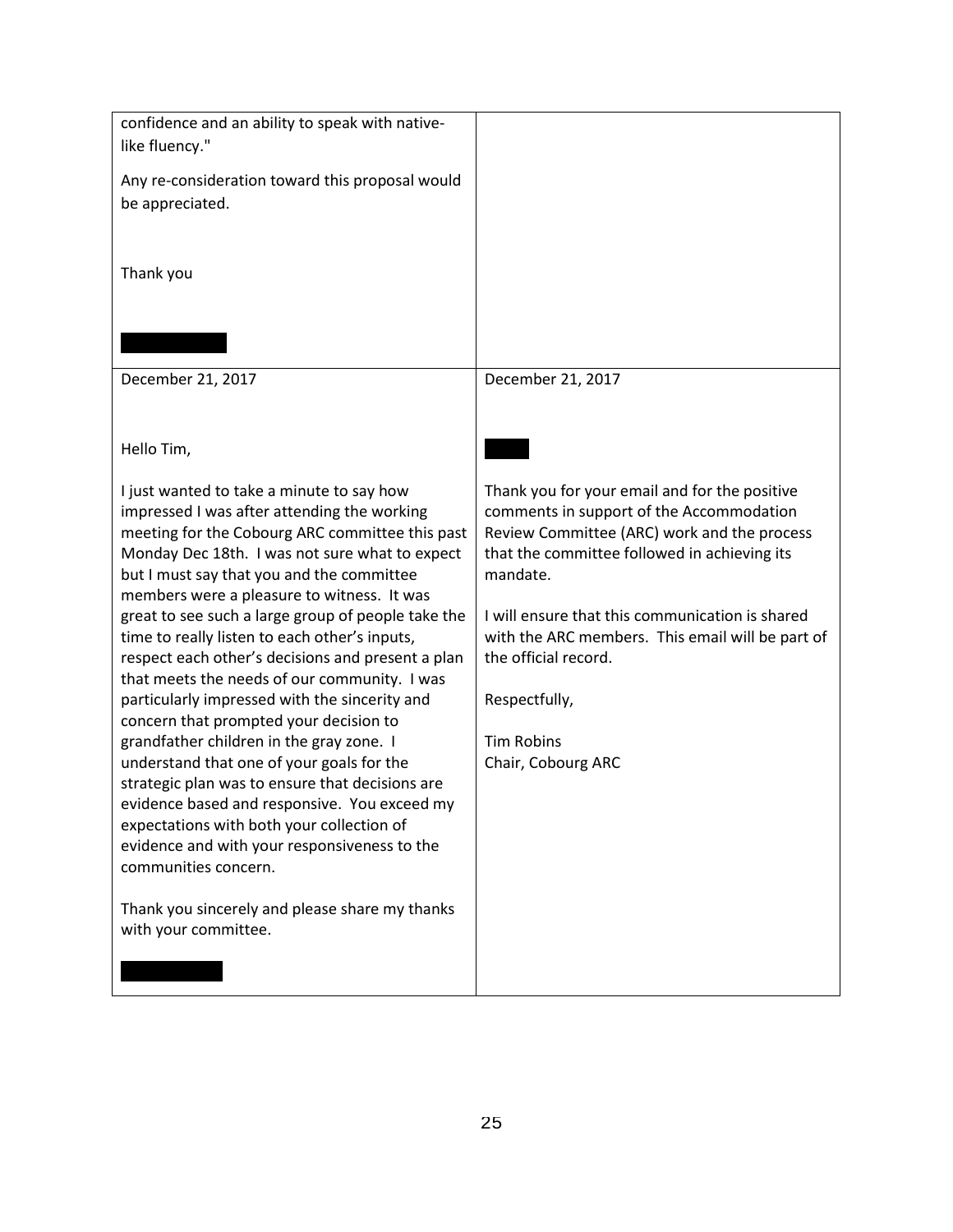| | |
|---|---|
| confidence and an ability to speak with native-like fluency."<br><br>Any re-consideration toward this proposal would be appreciated.<br><br>Thank you<br><br>██████ | |
| December 21, 2017<br><br>Hello Tim,<br><br>I just wanted to take a minute to say how impressed I was after attending the working meeting for the Cobourg ARC committee this past Monday Dec 18th. I was not sure what to expect but I must say that you and the committee members were a pleasure to witness. It was great to see such a large group of people take the time to really listen to each other's inputs, respect each other's decisions and present a plan that meets the needs of our community. I was particularly impressed with the sincerity and concern that prompted your decision to grandfather children in the gray zone. I understand that one of your goals for the strategic plan was to ensure that decisions are evidence based and responsive. You exceed my expectations with both your collection of evidence and with your responsiveness to the communities concern.<br><br>Thank you sincerely and please share my thanks with your committee.<br><br>██████ | December 21, 2017<br><br>███<br><br>Thank you for your email and for the positive comments in support of the Accommodation Review Committee (ARC) work and the process that the committee followed in achieving its mandate.<br><br>I will ensure that this communication is shared with the ARC members. This email will be part of the official record.<br><br>Respectfully,<br><br>Tim Robins<br>Chair, Cobourg ARC |